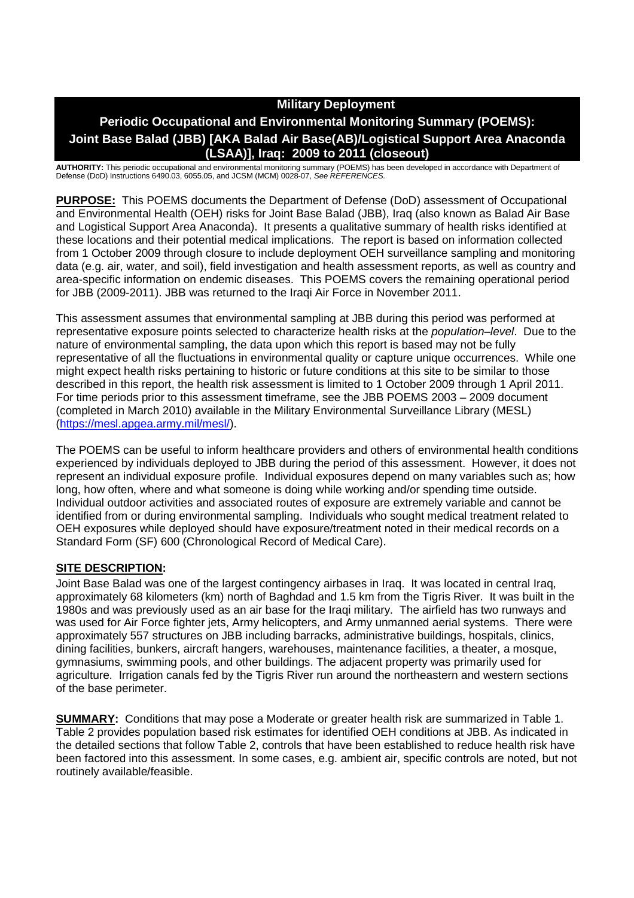# Military Deployment

## Periodic Occupational and Environmental Monitoring Summary (POEMS): Joint Base Balad (JBB) [AKA Balad Air Base(AB)/Logistical Support Area Anaconda (LSAA)], Iraq: 2009 to 2011 (closeout)

**AUTHORITY:** This periodic occupational and environmental monitoring summary (POEMS) has been developed in accordance with Department of Defense (DoD) Instructions 6490.03, 6055.05, and JCSM (MCM) 0028-07, *See REFERENCES.*

**PURPOSE:** This POEMS documents the Department of Defense (DoD) assessment of Occupational and Environmental Health (OEH) risks for Joint Base Balad (JBB), Iraq (also known as Balad Air Base and Logistical Support Area Anaconda). It presents a qualitative summary of health risks identified at these locations and their potential medical implications. The report is based on information collected from 1 October 2009 through closure to include deployment OEH surveillance sampling and monitoring data (e.g. air, water, and soil), field investigation and health assessment reports, as well as country and area-specific information on endemic diseases. This POEMS covers the remaining operational period for JBB (2009-2011). JBB was returned to the Iraqi Air Force in November 2011.

This assessment assumes that environmental sampling at JBB during this period was performed at representative exposure points selected to characterize health risks at the *population–level*. Due to the nature of environmental sampling, the data upon which this report is based may not be fully representative of all the fluctuations in environmental quality or capture unique occurrences. While one might expect health risks pertaining to historic or future conditions at this site to be similar to those described in this report, the health risk assessment is limited to 1 October 2009 through 1 April 2011. For time periods prior to this assessment timeframe, see the JBB POEMS 2003 – 2009 document (completed in March 2010) available in the Military Environmental Surveillance Library (MESL) (https://mesl.apgea.army.mil/mesl/).

The POEMS can be useful to inform healthcare providers and others of environmental health conditions experienced by individuals deployed to JBB during the period of this assessment. However, it does not represent an individual exposure profile. Individual exposures depend on many variables such as; how long, how often, where and what someone is doing while working and/or spending time outside. Individual outdoor activities and associated routes of exposure are extremely variable and cannot be identified from or during environmental sampling. Individuals who sought medical treatment related to OEH exposures while deployed should have exposure/treatment noted in their medical records on a Standard Form (SF) 600 (Chronological Record of Medical Care).

**SITE DESCRIPTION:**

Joint Base Balad was one of the largest contingency airbases in Iraq. It was located in central Iraq, approximately 68 kilometers (km) north of Baghdad and 1.5 km from the Tigris River. It was built in the 1980s and was previously used as an air base for the Iraqi military. The airfield has two runways and was used for Air Force fighter jets, Army helicopters, and Army unmanned aerial systems. There were approximately 557 structures on JBB including barracks, administrative buildings, hospitals, clinics, dining facilities, bunkers, aircraft hangers, warehouses, maintenance facilities, a theater, a mosque, gymnasiums, swimming pools, and other buildings. The adjacent property was primarily used for agriculture. Irrigation canals fed by the Tigris River run around the northeastern and western sections of the base perimeter.

**SUMMARY:** Conditions that may pose a Moderate or greater health risk are summarized in Table 1. Table 2 provides population based risk estimates for identified OEH conditions at JBB. As indicated in the detailed sections that follow Table 2, controls that have been established to reduce health risk have been factored into this assessment. In some cases, e.g. ambient air, specific controls are noted, but not routinely available/feasible.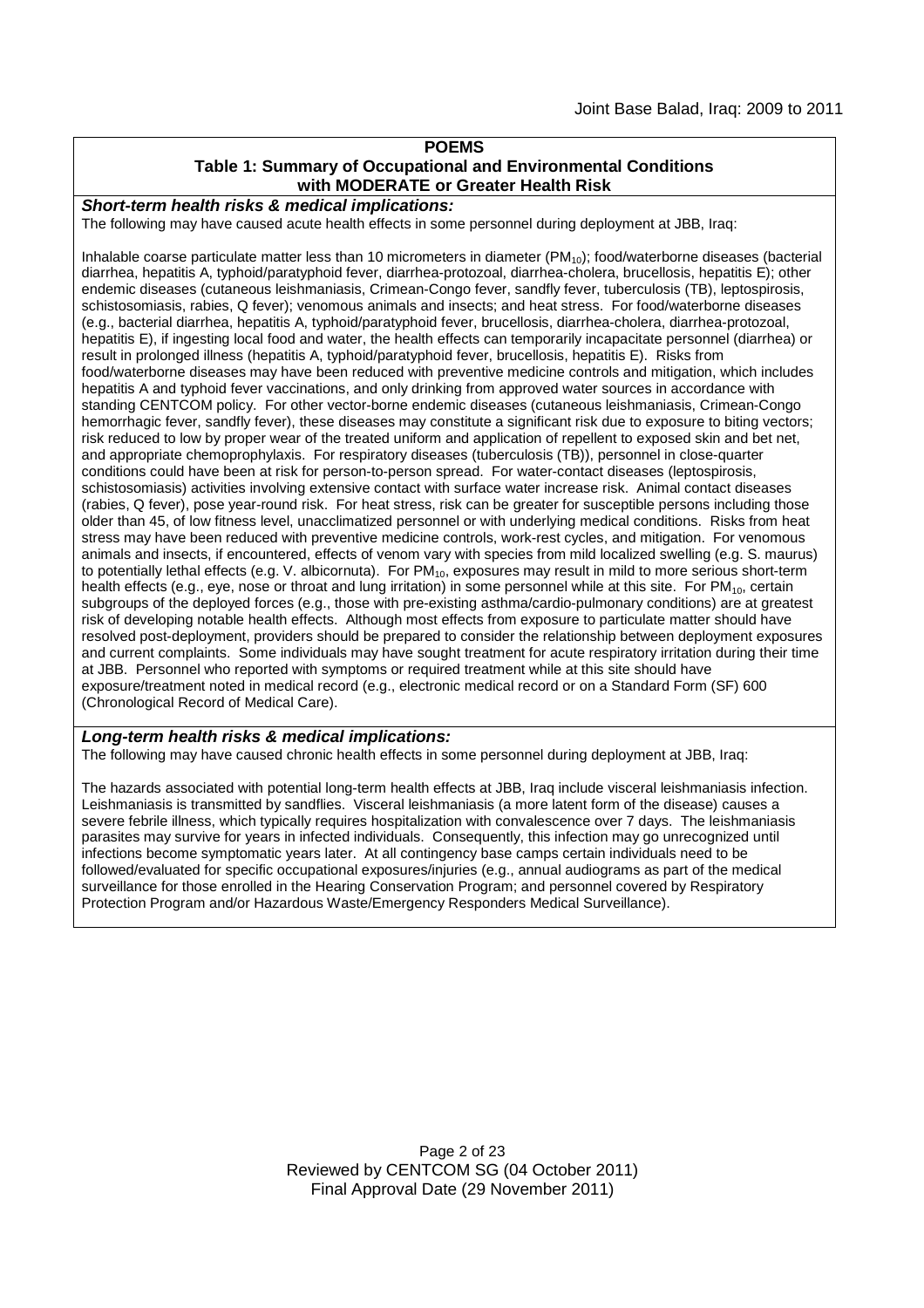**POEMS**

**Table 1: Summary of Occupational and Environmental Conditions with MODERATE or Greater Health Risk**

***Short-term health risks & medical implications:***

The following may have caused acute health effects in some personnel during deployment at JBB, Iraq:

Inhalable coarse particulate matter less than 10 micrometers in diameter ($PM_{10}$); food/waterborne diseases (bacterial diarrhea, hepatitis A, typhoid/paratyphoid fever, diarrhea-protozoal, diarrhea-cholera, brucellosis, hepatitis E); other endemic diseases (cutaneous leishmaniasis, Crimean-Congo fever, sandfly fever, tuberculosis (TB), leptospirosis, schistosomiasis, rabies, Q fever); venomous animals and insects; and heat stress. For food/waterborne diseases (e.g., bacterial diarrhea, hepatitis A, typhoid/paratyphoid fever, brucellosis, diarrhea-cholera, diarrhea-protozoal, hepatitis E), if ingesting local food and water, the health effects can temporarily incapacitate personnel (diarrhea) or result in prolonged illness (hepatitis A, typhoid/paratyphoid fever, brucellosis, hepatitis E). Risks from food/waterborne diseases may have been reduced with preventive medicine controls and mitigation, which includes hepatitis A and typhoid fever vaccinations, and only drinking from approved water sources in accordance with standing CENTCOM policy. For other vector-borne endemic diseases (cutaneous leishmaniasis, Crimean-Congo hemorrhagic fever, sandfly fever), these diseases may constitute a significant risk due to exposure to biting vectors; risk reduced to low by proper wear of the treated uniform and application of repellent to exposed skin and bet net, and appropriate chemoprophylaxis. For respiratory diseases (tuberculosis (TB)), personnel in close-quarter conditions could have been at risk for person-to-person spread. For water-contact diseases (leptospirosis, schistosomiasis) activities involving extensive contact with surface water increase risk. Animal contact diseases (rabies, Q fever), pose year-round risk. For heat stress, risk can be greater for susceptible persons including those older than 45, of low fitness level, unacclimatized personnel or with underlying medical conditions. Risks from heat stress may have been reduced with preventive medicine controls, work-rest cycles, and mitigation. For venomous animals and insects, if encountered, effects of venom vary with species from mild localized swelling (e.g. S. maurus) to potentially lethal effects (e.g. V. albicornuta). For $PM_{10}$, exposures may result in mild to more serious short-term health effects (e.g., eye, nose or throat and lung irritation) in some personnel while at this site. For $PM_{10}$, certain subgroups of the deployed forces (e.g., those with pre-existing asthma/cardio-pulmonary conditions) are at greatest risk of developing notable health effects. Although most effects from exposure to particulate matter should have resolved post-deployment, providers should be prepared to consider the relationship between deployment exposures and current complaints. Some individuals may have sought treatment for acute respiratory irritation during their time at JBB. Personnel who reported with symptoms or required treatment while at this site should have exposure/treatment noted in medical record (e.g., electronic medical record or on a Standard Form (SF) 600 (Chronological Record of Medical Care).

***Long-term health risks & medical implications:***

The following may have caused chronic health effects in some personnel during deployment at JBB, Iraq:

The hazards associated with potential long-term health effects at JBB, Iraq include visceral leishmaniasis infection. Leishmaniasis is transmitted by sandflies. Visceral leishmaniasis (a more latent form of the disease) causes a severe febrile illness, which typically requires hospitalization with convalescence over 7 days. The leishmaniasis parasites may survive for years in infected individuals. Consequently, this infection may go unrecognized until infections become symptomatic years later. At all contingency base camps certain individuals need to be followed/evaluated for specific occupational exposures/injuries (e.g., annual audiograms as part of the medical surveillance for those enrolled in the Hearing Conservation Program; and personnel covered by Respiratory Protection Program and/or Hazardous Waste/Emergency Responders Medical Surveillance).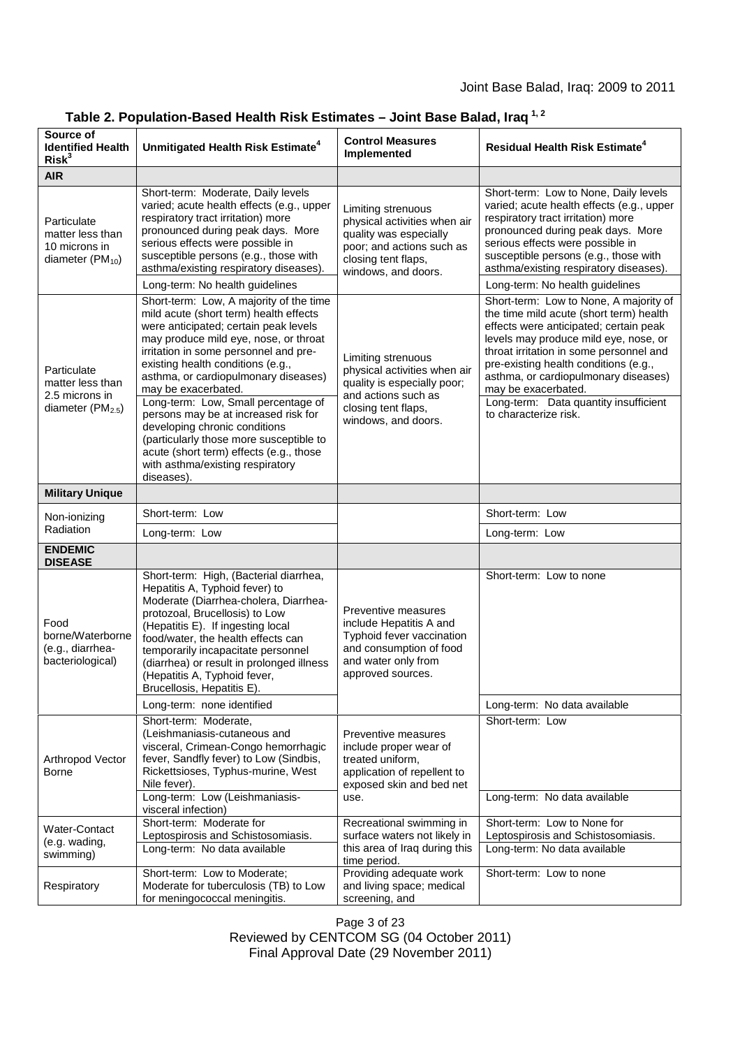**Table 2. Population-Based Health Risk Estimates – Joint Base Balad, Iraq [1, 2]**

| Source of Identified Health Risk[3] | Unmitigated Health Risk Estimate[4] | Control Measures Implemented | Residual Health Risk Estimate[4] |
|---|---|---|---|
| **AIR** | | | |
| Particulate matter less than 10 microns in diameter ($PM_{10}$) | Short-term: Moderate, Daily levels varied; acute health effects (e.g., upper respiratory tract irritation) more pronounced during peak days. More serious effects were possible in susceptible persons (e.g., those with asthma/existing respiratory diseases). | Limiting strenuous physical activities when air quality was especially poor; and actions such as closing tent flaps, windows, and doors. | Short-term: Low to None, Daily levels varied; acute health effects (e.g., upper respiratory tract irritation) more pronounced during peak days. More serious effects were possible in susceptible persons (e.g., those with asthma/existing respiratory diseases). |
| | Long-term: No health guidelines | | Long-term: No health guidelines |
| Particulate matter less than 2.5 microns in diameter ($PM_{2.5}$) | Short-term: Low, A majority of the time mild acute (short term) health effects were anticipated; certain peak levels may produce mild eye, nose, or throat irritation in some personnel and pre-existing health conditions (e.g., asthma, or cardiopulmonary diseases) may be exacerbated. | Limiting strenuous physical activities when air quality is especially poor; and actions such as closing tent flaps, windows, and doors. | Short-term: Low to None, A majority of the time mild acute (short term) health effects were anticipated; certain peak levels may produce mild eye, nose, or throat irritation in some personnel and pre-existing health conditions (e.g., asthma, or cardiopulmonary diseases) may be exacerbated. |
| | Long-term: Low, Small percentage of persons may be at increased risk for developing chronic conditions (particularly those more susceptible to acute (short term) effects (e.g., those with asthma/existing respiratory diseases). | | Long-term: Data quantity insufficient to characterize risk. |
| **Military Unique** | | | |
| Non-ionizing Radiation | Short-term: Low | | Short-term: Low |
| | Long-term: Low | | Long-term: Low |
| **ENDEMIC DISEASE** | | | |
| Food borne/Waterborne (e.g., diarrhea-bacteriological) | Short-term: High, (Bacterial diarrhea, Hepatitis A, Typhoid fever) to Moderate (Diarrhea-cholera, Diarrhea-protozoal, Brucellosis) to Low (Hepatitis E). If ingesting local food/water, the health effects can temporarily incapacitate personnel (diarrhea) or result in prolonged illness (Hepatitis A, Typhoid fever, Brucellosis, Hepatitis E). | Preventive measures include Hepatitis A and Typhoid fever vaccination and consumption of food and water only from approved sources. | Short-term: Low to none |
| | Long-term: none identified | | Long-term: No data available |
| Arthropod Vector Borne | Short-term: Moderate, (Leishmaniasis-cutaneous and visceral, Crimean-Congo hemorrhagic fever, Sandfly fever) to Low (Sindbis, Rickettsioses, Typhus-murine, West Nile fever). | Preventive measures include proper wear of treated uniform, application of repellent to exposed skin and bed net use. | Short-term: Low |
| | Long-term: Low (Leishmaniasis-visceral infection) | | Long-term: No data available |
| Water-Contact (e.g. wading, swimming) | Short-term: Moderate for Leptospirosis and Schistosomiasis. | Recreational swimming in surface waters not likely in this area of Iraq during this time period. | Short-term: Low to None for Leptospirosis and Schistosomiasis. |
| | Long-term: No data available | | Long-term: No data available |
| Respiratory | Short-term: Low to Moderate; Moderate for tuberculosis (TB) to Low for meningococcal meningitis. | Providing adequate work and living space; medical screening, and | Short-term: Low to none |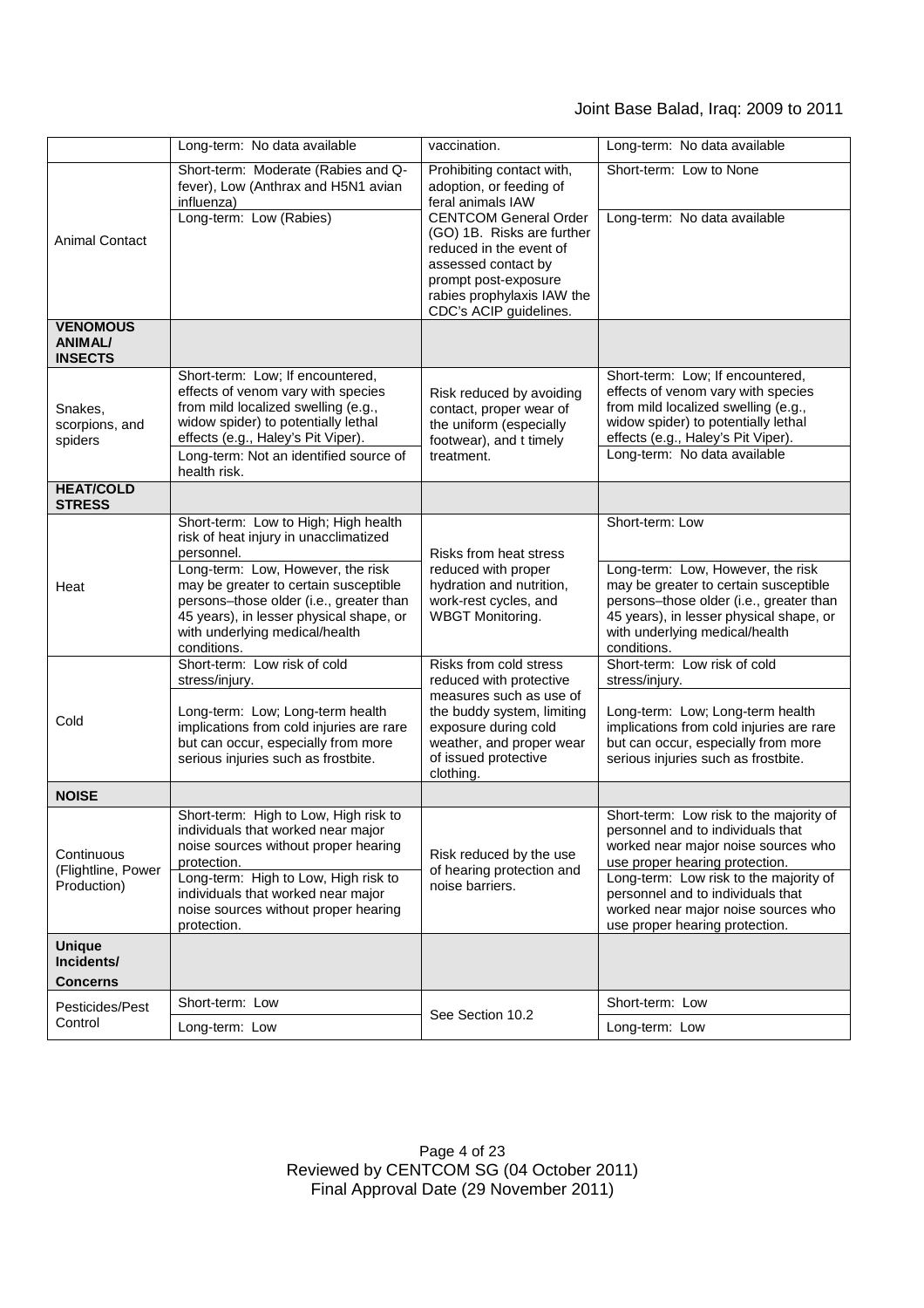| | Long-term: No data available | vaccination. | Long-term: No data available |
|---|---|---|---|
| Animal Contact | Short-term: Moderate (Rabies and Q-fever), Low (Anthrax and H5N1 avian influenza) | Prohibiting contact with, adoption, or feeding of feral animals IAW CENTCOM General Order (GO) 1B. Risks are further reduced in the event of assessed contact by prompt post-exposure rabies prophylaxis IAW the CDC's ACIP guidelines. | Short-term: Low to None |
| | Long-term: Low (Rabies) | | Long-term: No data available |
| **VENOMOUS ANIMAL/ INSECTS** | | | |
| Snakes, scorpions, and spiders | Short-term: Low; If encountered, effects of venom vary with species from mild localized swelling (e.g., widow spider) to potentially lethal effects (e.g., Haley's Pit Viper). | Risk reduced by avoiding contact, proper wear of the uniform (especially footwear), and t timely treatment. | Short-term: Low; If encountered, effects of venom vary with species from mild localized swelling (e.g., widow spider) to potentially lethal effects (e.g., Haley's Pit Viper). |
| | Long-term: Not an identified source of health risk. | | Long-term: No data available |
| **HEAT/COLD STRESS** | | | |
| Heat | Short-term: Low to High; High health risk of heat injury in unacclimatized personnel. | Risks from heat stress reduced with proper hydration and nutrition, work-rest cycles, and WBGT Monitoring. | Short-term: Low |
| | Long-term: Low, However, the risk may be greater to certain susceptible persons–those older (i.e., greater than 45 years), in lesser physical shape, or with underlying medical/health conditions. | | Long-term: Low, However, the risk may be greater to certain susceptible persons–those older (i.e., greater than 45 years), in lesser physical shape, or with underlying medical/health conditions. |
| Cold | Short-term: Low risk of cold stress/injury. | Risks from cold stress reduced with protective measures such as use of the buddy system, limiting exposure during cold weather, and proper wear of issued protective clothing. | Short-term: Low risk of cold stress/injury. |
| | Long-term: Low; Long-term health implications from cold injuries are rare but can occur, especially from more serious injuries such as frostbite. | | Long-term: Low; Long-term health implications from cold injuries are rare but can occur, especially from more serious injuries such as frostbite. |
| **NOISE** | | | |
| Continuous (Flightline, Power Production) | Short-term: High to Low, High risk to individuals that worked near major noise sources without proper hearing protection. | Risk reduced by the use of hearing protection and noise barriers. | Short-term: Low risk to the majority of personnel and to individuals that worked near major noise sources who use proper hearing protection. |
| | Long-term: High to Low, High risk to individuals that worked near major noise sources without proper hearing protection. | | Long-term: Low risk to the majority of personnel and to individuals that worked near major noise sources who use proper hearing protection. |
| **Unique Incidents/ Concerns** | | | |
| Pesticides/Pest Control | Short-term: Low | See Section 10.2 | Short-term: Low |
| | Long-term: Low | | Long-term: Low |

Reviewed by CENTCOM SG (04 October 2011)
Final Approval Date (29 November 2011)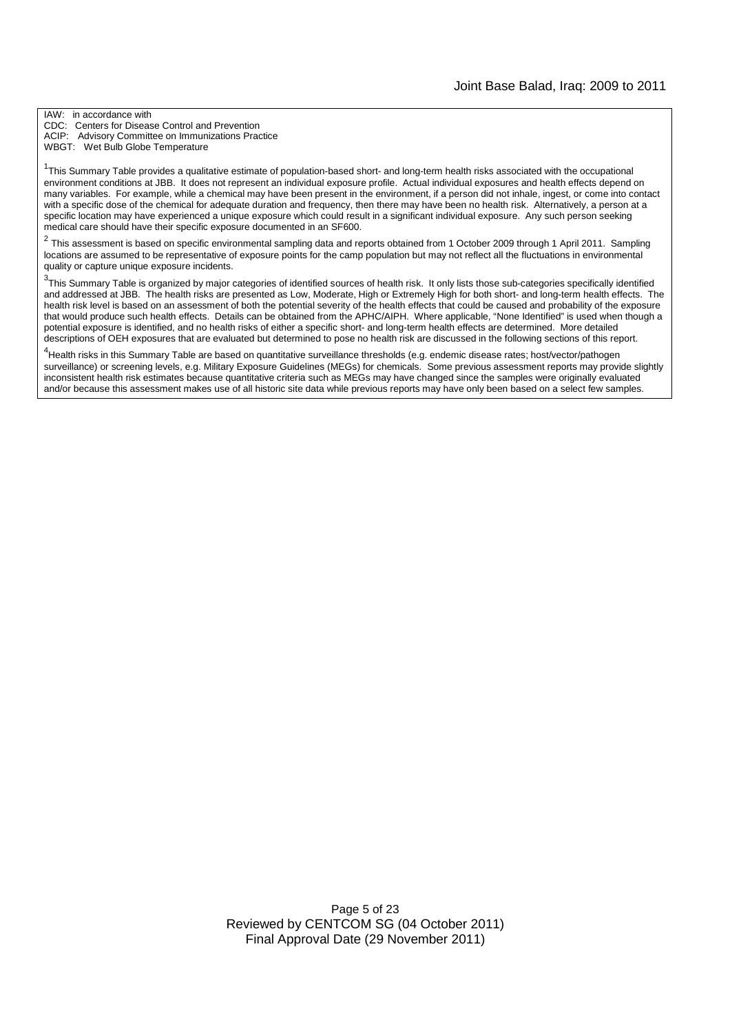IAW: in accordance with
CDC: Centers for Disease Control and Prevention
ACIP: Advisory Committee on Immunizations Practice
WBGT: Wet Bulb Globe Temperature

[1]This Summary Table provides a qualitative estimate of population-based short- and long-term health risks associated with the occupational environment conditions at JBB. It does not represent an individual exposure profile. Actual individual exposures and health effects depend on many variables. For example, while a chemical may have been present in the environment, if a person did not inhale, ingest, or come into contact with a specific dose of the chemical for adequate duration and frequency, then there may have been no health risk. Alternatively, a person at a specific location may have experienced a unique exposure which could result in a significant individual exposure. Any such person seeking medical care should have their specific exposure documented in an SF600.

[2] This assessment is based on specific environmental sampling data and reports obtained from 1 October 2009 through 1 April 2011. Sampling locations are assumed to be representative of exposure points for the camp population but may not reflect all the fluctuations in environmental quality or capture unique exposure incidents.

[3]This Summary Table is organized by major categories of identified sources of health risk. It only lists those sub-categories specifically identified and addressed at JBB. The health risks are presented as Low, Moderate, High or Extremely High for both short- and long-term health effects. The health risk level is based on an assessment of both the potential severity of the health effects that could be caused and probability of the exposure that would produce such health effects. Details can be obtained from the APHC/AIPH. Where applicable, "None Identified" is used when though a potential exposure is identified, and no health risks of either a specific short- and long-term health effects are determined. More detailed descriptions of OEH exposures that are evaluated but determined to pose no health risk are discussed in the following sections of this report.

[4]Health risks in this Summary Table are based on quantitative surveillance thresholds (e.g. endemic disease rates; host/vector/pathogen surveillance) or screening levels, e.g. Military Exposure Guidelines (MEGs) for chemicals. Some previous assessment reports may provide slightly inconsistent health risk estimates because quantitative criteria such as MEGs may have changed since the samples were originally evaluated and/or because this assessment makes use of all historic site data while previous reports may have only been based on a select few samples.

Reviewed by CENTCOM SG (04 October 2011)
Final Approval Date (29 November 2011)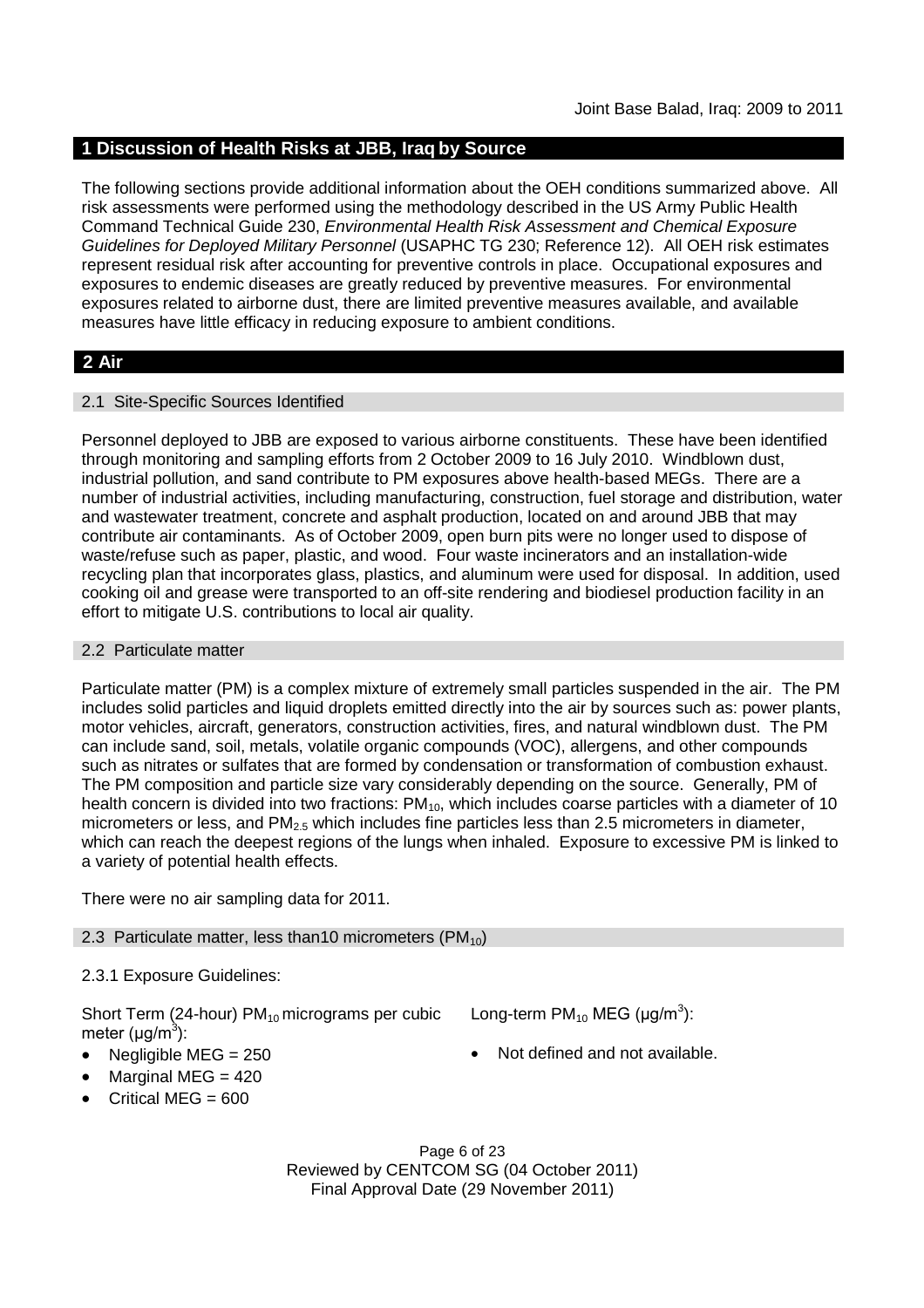## 1 Discussion of Health Risks at JBB, Iraq by Source

The following sections provide additional information about the OEH conditions summarized above. All risk assessments were performed using the methodology described in the US Army Public Health Command Technical Guide 230, *Environmental Health Risk Assessment and Chemical Exposure Guidelines for Deployed Military Personnel* (USAPHC TG 230; Reference 12). All OEH risk estimates represent residual risk after accounting for preventive controls in place. Occupational exposures and exposures to endemic diseases are greatly reduced by preventive measures. For environmental exposures related to airborne dust, there are limited preventive measures available, and available measures have little efficacy in reducing exposure to ambient conditions.

## 2 Air

### 2.1 Site-Specific Sources Identified

Personnel deployed to JBB are exposed to various airborne constituents. These have been identified through monitoring and sampling efforts from 2 October 2009 to 16 July 2010. Windblown dust, industrial pollution, and sand contribute to PM exposures above health-based MEGs. There are a number of industrial activities, including manufacturing, construction, fuel storage and distribution, water and wastewater treatment, concrete and asphalt production, located on and around JBB that may contribute air contaminants. As of October 2009, open burn pits were no longer used to dispose of waste/refuse such as paper, plastic, and wood. Four waste incinerators and an installation-wide recycling plan that incorporates glass, plastics, and aluminum were used for disposal. In addition, used cooking oil and grease were transported to an off-site rendering and biodiesel production facility in an effort to mitigate U.S. contributions to local air quality.

### 2.2 Particulate matter

Particulate matter (PM) is a complex mixture of extremely small particles suspended in the air. The PM includes solid particles and liquid droplets emitted directly into the air by sources such as: power plants, motor vehicles, aircraft, generators, construction activities, fires, and natural windblown dust. The PM can include sand, soil, metals, volatile organic compounds (VOC), allergens, and other compounds such as nitrates or sulfates that are formed by condensation or transformation of combustion exhaust. The PM composition and particle size vary considerably depending on the source. Generally, PM of health concern is divided into two fractions: $PM_{10}$, which includes coarse particles with a diameter of 10 micrometers or less, and $PM_{2.5}$ which includes fine particles less than 2.5 micrometers in diameter, which can reach the deepest regions of the lungs when inhaled. Exposure to excessive PM is linked to a variety of potential health effects.

There were no air sampling data for 2011.

### 2.3 Particulate matter, less than10 micrometers ($PM_{10}$)

2.3.1 Exposure Guidelines:

Short Term (24-hour) $PM_{10}$ micrograms per cubic meter ($\mu g/m^3$):

- Negligible MEG = 250
- Marginal MEG = 420
- Critical MEG = 600

Long-term $PM_{10}$ MEG ($\mu g/m^3$):

- Not defined and not available.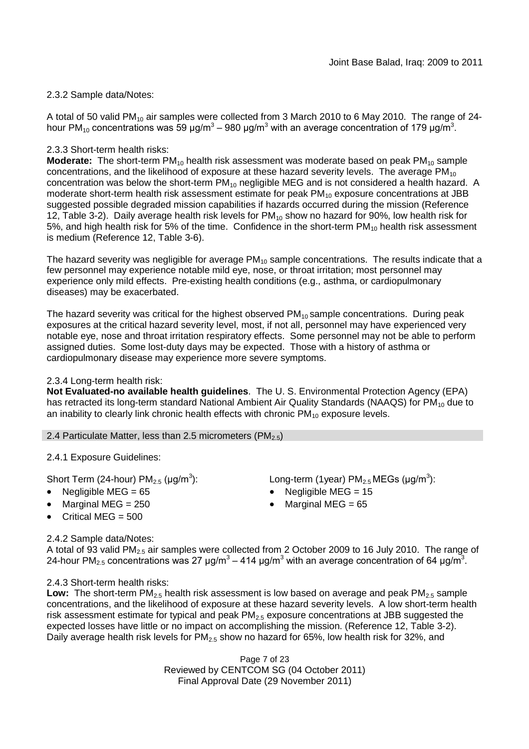2.3.2 Sample data/Notes:

A total of 50 valid $PM_{10}$ air samples were collected from 3 March 2010 to 6 May 2010. The range of 24-hour $PM_{10}$ concentrations was 59 μg/m$^3$ – 980 μg/m$^3$ with an average concentration of 179 μg/m$^3$.

2.3.3 Short-term health risks:

**Moderate:** The short-term $PM_{10}$ health risk assessment was moderate based on peak $PM_{10}$ sample concentrations, and the likelihood of exposure at these hazard severity levels. The average $PM_{10}$ concentration was below the short-term $PM_{10}$ negligible MEG and is not considered a health hazard. A moderate short-term health risk assessment estimate for peak $PM_{10}$ exposure concentrations at JBB suggested possible degraded mission capabilities if hazards occurred during the mission (Reference 12, Table 3-2). Daily average health risk levels for $PM_{10}$ show no hazard for 90%, low health risk for 5%, and high health risk for 5% of the time. Confidence in the short-term $PM_{10}$ health risk assessment is medium (Reference 12, Table 3-6).

The hazard severity was negligible for average $PM_{10}$ sample concentrations. The results indicate that a few personnel may experience notable mild eye, nose, or throat irritation; most personnel may experience only mild effects. Pre-existing health conditions (e.g., asthma, or cardiopulmonary diseases) may be exacerbated.

The hazard severity was critical for the highest observed $PM_{10}$ sample concentrations. During peak exposures at the critical hazard severity level, most, if not all, personnel may have experienced very notable eye, nose and throat irritation respiratory effects. Some personnel may not be able to perform assigned duties. Some lost-duty days may be expected. Those with a history of asthma or cardiopulmonary disease may experience more severe symptoms.

2.3.4 Long-term health risk:

**Not Evaluated-no available health guidelines**. The U. S. Environmental Protection Agency (EPA) has retracted its long-term standard National Ambient Air Quality Standards (NAAQS) for $PM_{10}$ due to an inability to clearly link chronic health effects with chronic $PM_{10}$ exposure levels.

### 2.4 Particulate Matter, less than 2.5 micrometers ($PM_{2.5}$)

2.4.1 Exposure Guidelines:

Short Term (24-hour) $PM_{2.5}$ (μg/m$^3$):

- Negligible MEG = 65
- Marginal MEG = 250
- Critical MEG = 500

Long-term (1year) $PM_{2.5}$ MEGs (μg/m$^3$):

- Negligible MEG = 15
- Marginal MEG = 65

2.4.2 Sample data/Notes:

A total of 93 valid $PM_{2.5}$ air samples were collected from 2 October 2009 to 16 July 2010. The range of 24-hour $PM_{2.5}$ concentrations was 27 μg/m$^3$ – 414 μg/m$^3$ with an average concentration of 64 μg/m$^3$.

2.4.3 Short-term health risks:

**Low:** The short-term $PM_{2.5}$ health risk assessment is low based on average and peak $PM_{2.5}$ sample concentrations, and the likelihood of exposure at these hazard severity levels. A low short-term health risk assessment estimate for typical and peak $PM_{2.5}$ exposure concentrations at JBB suggested the expected losses have little or no impact on accomplishing the mission. (Reference 12, Table 3-2). Daily average health risk levels for $PM_{2.5}$ show no hazard for 65%, low health risk for 32%, and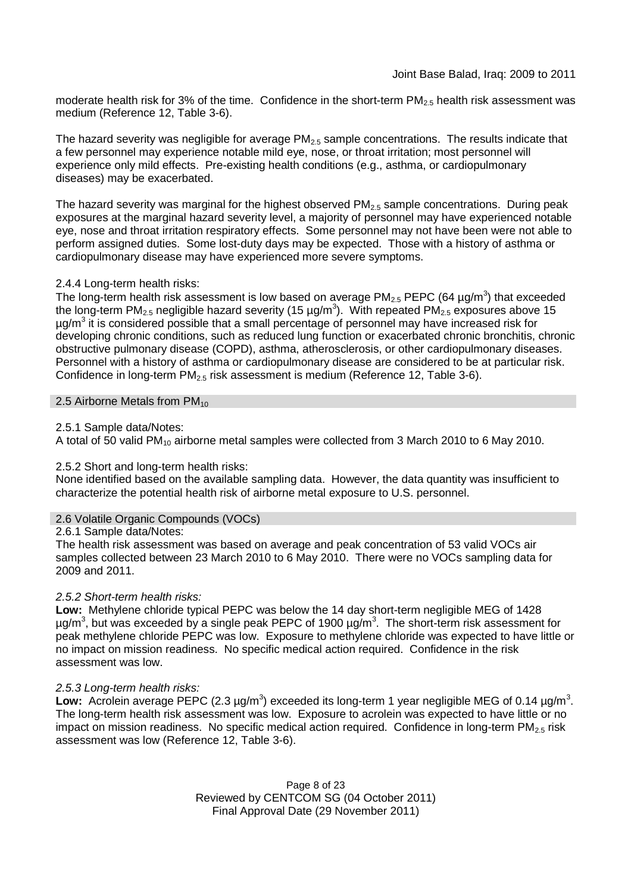moderate health risk for 3% of the time. Confidence in the short-term $PM_{2.5}$ health risk assessment was medium (Reference 12, Table 3-6).

The hazard severity was negligible for average $PM_{2.5}$ sample concentrations. The results indicate that a few personnel may experience notable mild eye, nose, or throat irritation; most personnel will experience only mild effects. Pre-existing health conditions (e.g., asthma, or cardiopulmonary diseases) may be exacerbated.

The hazard severity was marginal for the highest observed $PM_{2.5}$ sample concentrations. During peak exposures at the marginal hazard severity level, a majority of personnel may have experienced notable eye, nose and throat irritation respiratory effects. Some personnel may not have been were not able to perform assigned duties. Some lost-duty days may be expected. Those with a history of asthma or cardiopulmonary disease may have experienced more severe symptoms.

2.4.4 Long-term health risks:

The long-term health risk assessment is low based on average $PM_{2.5}$ PEPC (64 $\mu g/m^3$) that exceeded the long-term $PM_{2.5}$ negligible hazard severity (15 $\mu g/m^3$). With repeated $PM_{2.5}$ exposures above 15 $\mu g/m^3$ it is considered possible that a small percentage of personnel may have increased risk for developing chronic conditions, such as reduced lung function or exacerbated chronic bronchitis, chronic obstructive pulmonary disease (COPD), asthma, atherosclerosis, or other cardiopulmonary diseases. Personnel with a history of asthma or cardiopulmonary disease are considered to be at particular risk. Confidence in long-term $PM_{2.5}$ risk assessment is medium (Reference 12, Table 3-6).

## 2.5 Airborne Metals from $PM_{10}$

2.5.1 Sample data/Notes:

A total of 50 valid $PM_{10}$ airborne metal samples were collected from 3 March 2010 to 6 May 2010.

2.5.2 Short and long-term health risks:

None identified based on the available sampling data. However, the data quantity was insufficient to characterize the potential health risk of airborne metal exposure to U.S. personnel.

## 2.6 Volatile Organic Compounds (VOCs)

2.6.1 Sample data/Notes:

The health risk assessment was based on average and peak concentration of 53 valid VOCs air samples collected between 23 March 2010 to 6 May 2010. There were no VOCs sampling data for 2009 and 2011.

*2.5.2 Short-term health risks:*

**Low:** Methylene chloride typical PEPC was below the 14 day short-term negligible MEG of 1428 $\mu g/m^3$, but was exceeded by a single peak PEPC of 1900 $\mu g/m^3$. The short-term risk assessment for peak methylene chloride PEPC was low. Exposure to methylene chloride was expected to have little or no impact on mission readiness. No specific medical action required. Confidence in the risk assessment was low.

*2.5.3 Long-term health risks:*

**Low:** Acrolein average PEPC (2.3 $\mu g/m^3$) exceeded its long-term 1 year negligible MEG of 0.14 $\mu g/m^3$. The long-term health risk assessment was low. Exposure to acrolein was expected to have little or no impact on mission readiness. No specific medical action required. Confidence in long-term $PM_{2.5}$ risk assessment was low (Reference 12, Table 3-6).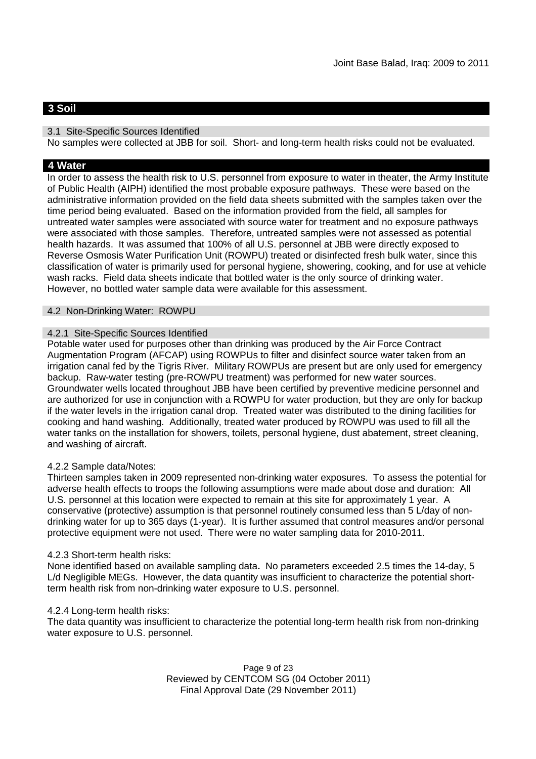## 3 Soil

### 3.1 Site-Specific Sources Identified

No samples were collected at JBB for soil. Short- and long-term health risks could not be evaluated.

## 4 Water

In order to assess the health risk to U.S. personnel from exposure to water in theater, the Army Institute of Public Health (AIPH) identified the most probable exposure pathways. These were based on the administrative information provided on the field data sheets submitted with the samples taken over the time period being evaluated. Based on the information provided from the field, all samples for untreated water samples were associated with source water for treatment and no exposure pathways were associated with those samples. Therefore, untreated samples were not assessed as potential health hazards. It was assumed that 100% of all U.S. personnel at JBB were directly exposed to Reverse Osmosis Water Purification Unit (ROWPU) treated or disinfected fresh bulk water, since this classification of water is primarily used for personal hygiene, showering, cooking, and for use at vehicle wash racks. Field data sheets indicate that bottled water is the only source of drinking water. However, no bottled water sample data were available for this assessment.

### 4.2 Non-Drinking Water: ROWPU

#### 4.2.1 Site-Specific Sources Identified

Potable water used for purposes other than drinking was produced by the Air Force Contract Augmentation Program (AFCAP) using ROWPUs to filter and disinfect source water taken from an irrigation canal fed by the Tigris River. Military ROWPUs are present but are only used for emergency backup. Raw-water testing (pre-ROWPU treatment) was performed for new water sources. Groundwater wells located throughout JBB have been certified by preventive medicine personnel and are authorized for use in conjunction with a ROWPU for water production, but they are only for backup if the water levels in the irrigation canal drop. Treated water was distributed to the dining facilities for cooking and hand washing. Additionally, treated water produced by ROWPU was used to fill all the water tanks on the installation for showers, toilets, personal hygiene, dust abatement, street cleaning, and washing of aircraft.

#### 4.2.2 Sample data/Notes:

Thirteen samples taken in 2009 represented non-drinking water exposures. To assess the potential for adverse health effects to troops the following assumptions were made about dose and duration: All U.S. personnel at this location were expected to remain at this site for approximately 1 year. A conservative (protective) assumption is that personnel routinely consumed less than 5 L/day of non-drinking water for up to 365 days (1-year). It is further assumed that control measures and/or personal protective equipment were not used. There were no water sampling data for 2010-2011.

#### 4.2.3 Short-term health risks:

None identified based on available sampling data**.** No parameters exceeded 2.5 times the 14-day, 5 L/d Negligible MEGs. However, the data quantity was insufficient to characterize the potential short-term health risk from non-drinking water exposure to U.S. personnel.

#### 4.2.4 Long-term health risks:

The data quantity was insufficient to characterize the potential long-term health risk from non-drinking water exposure to U.S. personnel.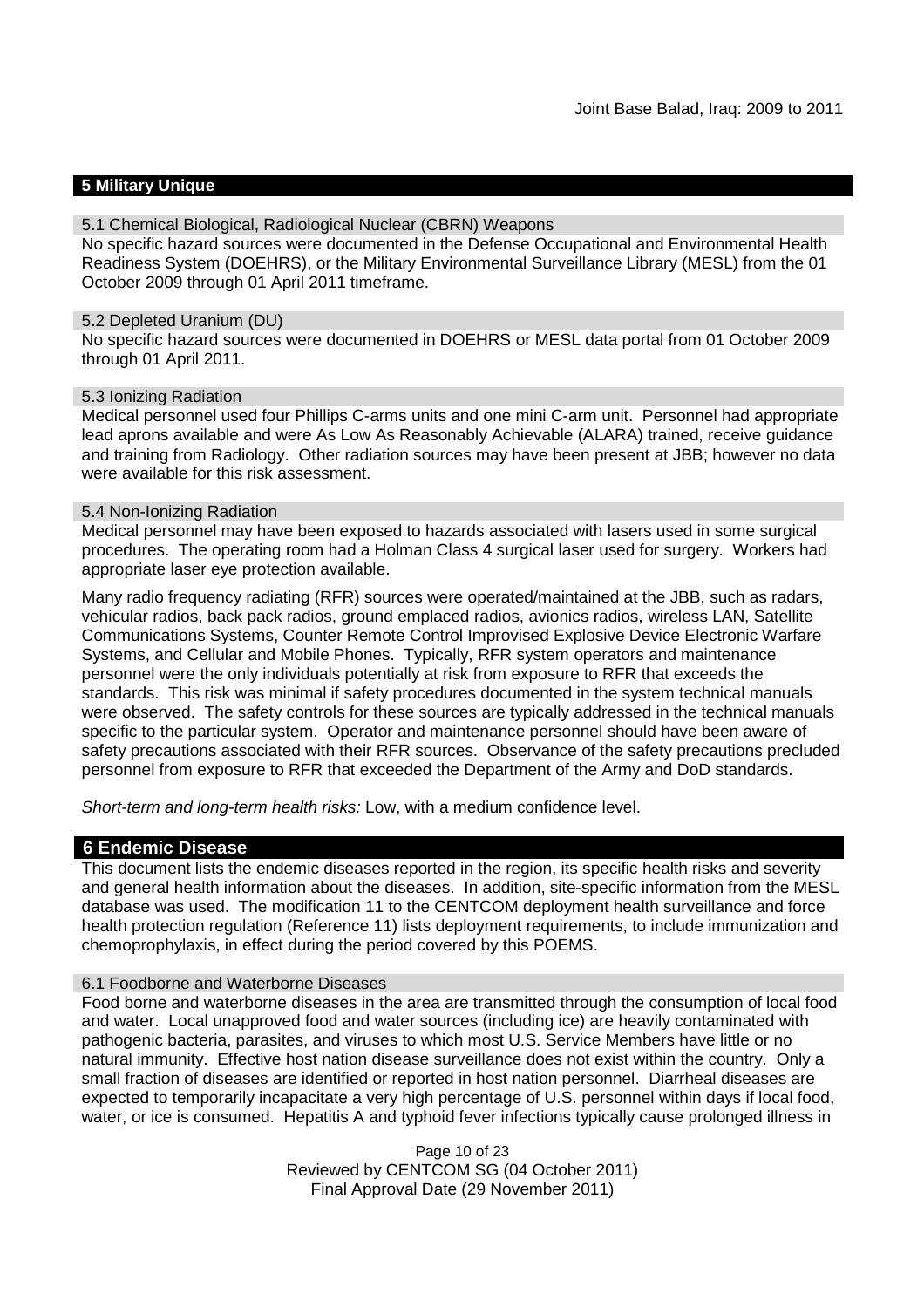## 5 Military Unique

### 5.1 Chemical Biological, Radiological Nuclear (CBRN) Weapons

No specific hazard sources were documented in the Defense Occupational and Environmental Health Readiness System (DOEHRS), or the Military Environmental Surveillance Library (MESL) from the 01 October 2009 through 01 April 2011 timeframe.

### 5.2 Depleted Uranium (DU)

No specific hazard sources were documented in DOEHRS or MESL data portal from 01 October 2009 through 01 April 2011.

### 5.3 Ionizing Radiation

Medical personnel used four Phillips C-arms units and one mini C-arm unit. Personnel had appropriate lead aprons available and were As Low As Reasonably Achievable (ALARA) trained, receive guidance and training from Radiology. Other radiation sources may have been present at JBB; however no data were available for this risk assessment.

### 5.4 Non-Ionizing Radiation

Medical personnel may have been exposed to hazards associated with lasers used in some surgical procedures. The operating room had a Holman Class 4 surgical laser used for surgery. Workers had appropriate laser eye protection available.

Many radio frequency radiating (RFR) sources were operated/maintained at the JBB, such as radars, vehicular radios, back pack radios, ground emplaced radios, avionics radios, wireless LAN, Satellite Communications Systems, Counter Remote Control Improvised Explosive Device Electronic Warfare Systems, and Cellular and Mobile Phones. Typically, RFR system operators and maintenance personnel were the only individuals potentially at risk from exposure to RFR that exceeds the standards. This risk was minimal if safety procedures documented in the system technical manuals were observed. The safety controls for these sources are typically addressed in the technical manuals specific to the particular system. Operator and maintenance personnel should have been aware of safety precautions associated with their RFR sources. Observance of the safety precautions precluded personnel from exposure to RFR that exceeded the Department of the Army and DoD standards.

*Short-term and long-term health risks:* Low, with a medium confidence level.

## 6 Endemic Disease

This document lists the endemic diseases reported in the region, its specific health risks and severity and general health information about the diseases. In addition, site-specific information from the MESL database was used. The modification 11 to the CENTCOM deployment health surveillance and force health protection regulation (Reference 11) lists deployment requirements, to include immunization and chemoprophylaxis, in effect during the period covered by this POEMS.

### 6.1 Foodborne and Waterborne Diseases

Food borne and waterborne diseases in the area are transmitted through the consumption of local food and water. Local unapproved food and water sources (including ice) are heavily contaminated with pathogenic bacteria, parasites, and viruses to which most U.S. Service Members have little or no natural immunity. Effective host nation disease surveillance does not exist within the country. Only a small fraction of diseases are identified or reported in host nation personnel. Diarrheal diseases are expected to temporarily incapacitate a very high percentage of U.S. personnel within days if local food, water, or ice is consumed. Hepatitis A and typhoid fever infections typically cause prolonged illness in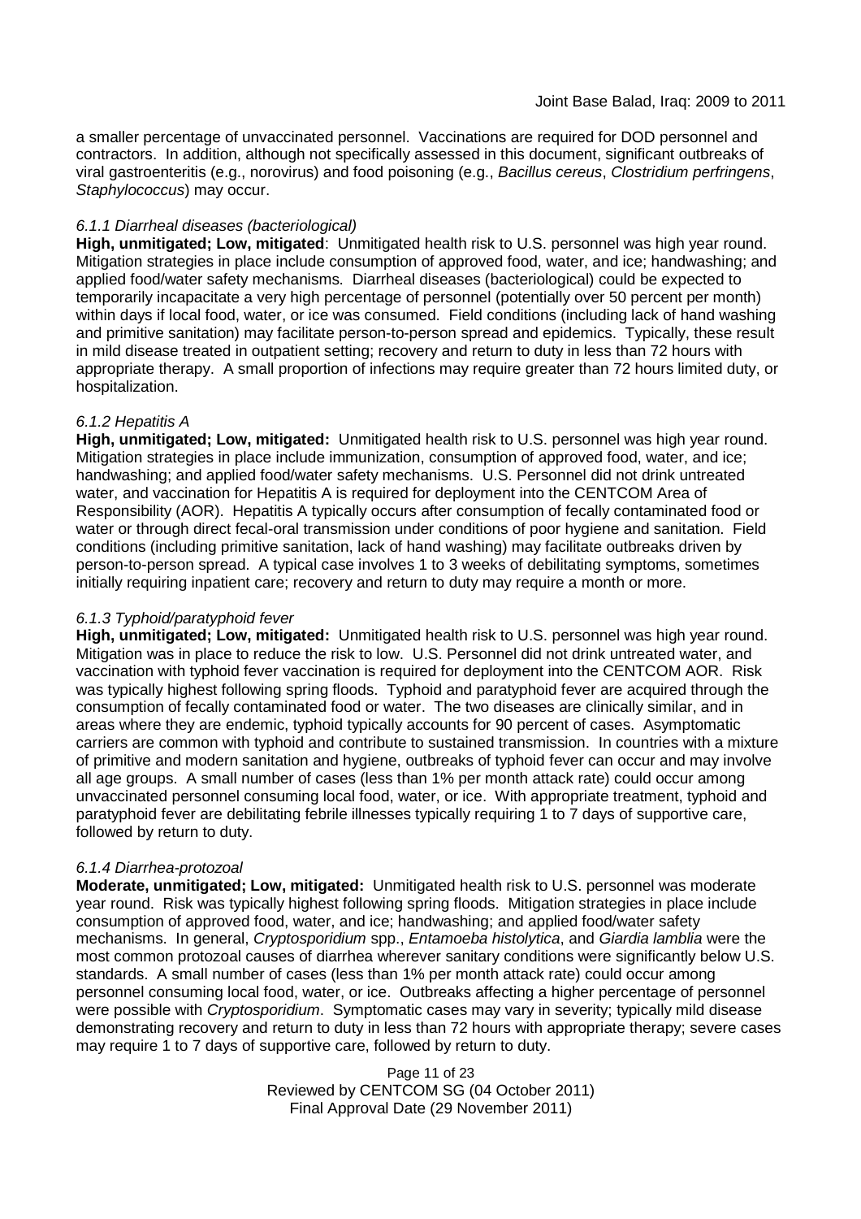a smaller percentage of unvaccinated personnel. Vaccinations are required for DOD personnel and contractors. In addition, although not specifically assessed in this document, significant outbreaks of viral gastroenteritis (e.g., norovirus) and food poisoning (e.g., *Bacillus cereus*, *Clostridium perfringens*, *Staphylococcus*) may occur.

#### *6.1.1 Diarrheal diseases (bacteriological)*

**High, unmitigated; Low, mitigated**: Unmitigated health risk to U.S. personnel was high year round. Mitigation strategies in place include consumption of approved food, water, and ice; handwashing; and applied food/water safety mechanisms. Diarrheal diseases (bacteriological) could be expected to temporarily incapacitate a very high percentage of personnel (potentially over 50 percent per month) within days if local food, water, or ice was consumed. Field conditions (including lack of hand washing and primitive sanitation) may facilitate person-to-person spread and epidemics. Typically, these result in mild disease treated in outpatient setting; recovery and return to duty in less than 72 hours with appropriate therapy. A small proportion of infections may require greater than 72 hours limited duty, or hospitalization.

#### *6.1.2 Hepatitis A*

**High, unmitigated; Low, mitigated:** Unmitigated health risk to U.S. personnel was high year round. Mitigation strategies in place include immunization, consumption of approved food, water, and ice; handwashing; and applied food/water safety mechanisms. U.S. Personnel did not drink untreated water, and vaccination for Hepatitis A is required for deployment into the CENTCOM Area of Responsibility (AOR). Hepatitis A typically occurs after consumption of fecally contaminated food or water or through direct fecal-oral transmission under conditions of poor hygiene and sanitation. Field conditions (including primitive sanitation, lack of hand washing) may facilitate outbreaks driven by person-to-person spread. A typical case involves 1 to 3 weeks of debilitating symptoms, sometimes initially requiring inpatient care; recovery and return to duty may require a month or more.

#### *6.1.3 Typhoid/paratyphoid fever*

**High, unmitigated; Low, mitigated:** Unmitigated health risk to U.S. personnel was high year round. Mitigation was in place to reduce the risk to low. U.S. Personnel did not drink untreated water, and vaccination with typhoid fever vaccination is required for deployment into the CENTCOM AOR. Risk was typically highest following spring floods. Typhoid and paratyphoid fever are acquired through the consumption of fecally contaminated food or water. The two diseases are clinically similar, and in areas where they are endemic, typhoid typically accounts for 90 percent of cases. Asymptomatic carriers are common with typhoid and contribute to sustained transmission. In countries with a mixture of primitive and modern sanitation and hygiene, outbreaks of typhoid fever can occur and may involve all age groups. A small number of cases (less than 1% per month attack rate) could occur among unvaccinated personnel consuming local food, water, or ice. With appropriate treatment, typhoid and paratyphoid fever are debilitating febrile illnesses typically requiring 1 to 7 days of supportive care, followed by return to duty.

#### *6.1.4 Diarrhea-protozoal*

**Moderate, unmitigated; Low, mitigated:** Unmitigated health risk to U.S. personnel was moderate year round. Risk was typically highest following spring floods. Mitigation strategies in place include consumption of approved food, water, and ice; handwashing; and applied food/water safety mechanisms. In general, *Cryptosporidium* spp., *Entamoeba histolytica*, and *Giardia lamblia* were the most common protozoal causes of diarrhea wherever sanitary conditions were significantly below U.S. standards. A small number of cases (less than 1% per month attack rate) could occur among personnel consuming local food, water, or ice. Outbreaks affecting a higher percentage of personnel were possible with *Cryptosporidium*. Symptomatic cases may vary in severity; typically mild disease demonstrating recovery and return to duty in less than 72 hours with appropriate therapy; severe cases may require 1 to 7 days of supportive care, followed by return to duty.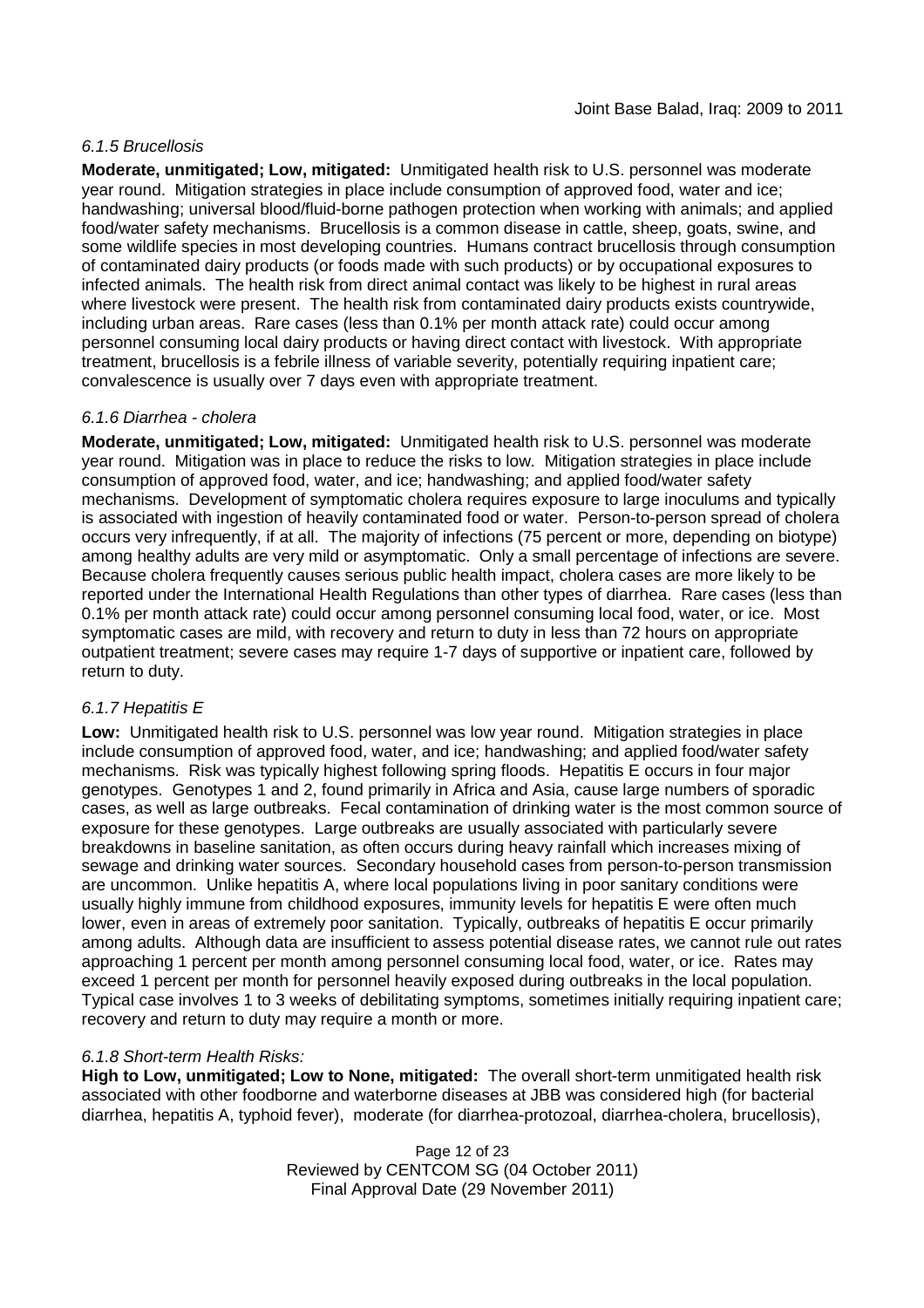### *6.1.5 Brucellosis*

**Moderate, unmitigated; Low, mitigated:** Unmitigated health risk to U.S. personnel was moderate year round. Mitigation strategies in place include consumption of approved food, water and ice; handwashing; universal blood/fluid-borne pathogen protection when working with animals; and applied food/water safety mechanisms. Brucellosis is a common disease in cattle, sheep, goats, swine, and some wildlife species in most developing countries. Humans contract brucellosis through consumption of contaminated dairy products (or foods made with such products) or by occupational exposures to infected animals. The health risk from direct animal contact was likely to be highest in rural areas where livestock were present. The health risk from contaminated dairy products exists countrywide, including urban areas. Rare cases (less than 0.1% per month attack rate) could occur among personnel consuming local dairy products or having direct contact with livestock. With appropriate treatment, brucellosis is a febrile illness of variable severity, potentially requiring inpatient care; convalescence is usually over 7 days even with appropriate treatment.

### *6.1.6 Diarrhea - cholera*

**Moderate, unmitigated; Low, mitigated:** Unmitigated health risk to U.S. personnel was moderate year round. Mitigation was in place to reduce the risks to low. Mitigation strategies in place include consumption of approved food, water, and ice; handwashing; and applied food/water safety mechanisms. Development of symptomatic cholera requires exposure to large inoculums and typically is associated with ingestion of heavily contaminated food or water. Person-to-person spread of cholera occurs very infrequently, if at all. The majority of infections (75 percent or more, depending on biotype) among healthy adults are very mild or asymptomatic. Only a small percentage of infections are severe. Because cholera frequently causes serious public health impact, cholera cases are more likely to be reported under the International Health Regulations than other types of diarrhea. Rare cases (less than 0.1% per month attack rate) could occur among personnel consuming local food, water, or ice. Most symptomatic cases are mild, with recovery and return to duty in less than 72 hours on appropriate outpatient treatment; severe cases may require 1-7 days of supportive or inpatient care, followed by return to duty.

### *6.1.7 Hepatitis E*

**Low:** Unmitigated health risk to U.S. personnel was low year round. Mitigation strategies in place include consumption of approved food, water, and ice; handwashing; and applied food/water safety mechanisms. Risk was typically highest following spring floods. Hepatitis E occurs in four major genotypes. Genotypes 1 and 2, found primarily in Africa and Asia, cause large numbers of sporadic cases, as well as large outbreaks. Fecal contamination of drinking water is the most common source of exposure for these genotypes. Large outbreaks are usually associated with particularly severe breakdowns in baseline sanitation, as often occurs during heavy rainfall which increases mixing of sewage and drinking water sources. Secondary household cases from person-to-person transmission are uncommon. Unlike hepatitis A, where local populations living in poor sanitary conditions were usually highly immune from childhood exposures, immunity levels for hepatitis E were often much lower, even in areas of extremely poor sanitation. Typically, outbreaks of hepatitis E occur primarily among adults. Although data are insufficient to assess potential disease rates, we cannot rule out rates approaching 1 percent per month among personnel consuming local food, water, or ice. Rates may exceed 1 percent per month for personnel heavily exposed during outbreaks in the local population. Typical case involves 1 to 3 weeks of debilitating symptoms, sometimes initially requiring inpatient care; recovery and return to duty may require a month or more.

### *6.1.8 Short-term Health Risks:*

**High to Low, unmitigated; Low to None, mitigated:** The overall short-term unmitigated health risk associated with other foodborne and waterborne diseases at JBB was considered high (for bacterial diarrhea, hepatitis A, typhoid fever), moderate (for diarrhea-protozoal, diarrhea-cholera, brucellosis),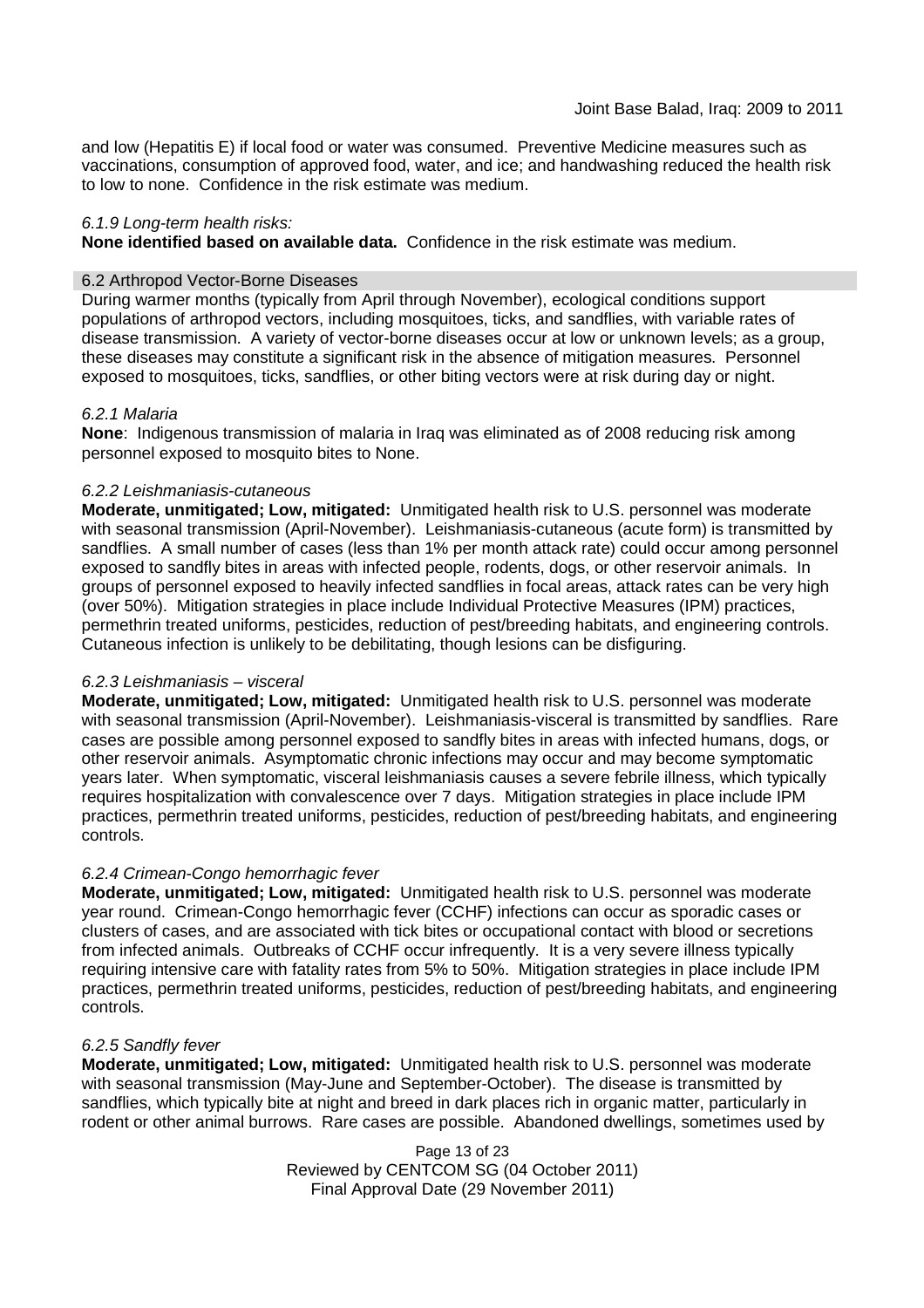and low (Hepatitis E) if local food or water was consumed. Preventive Medicine measures such as vaccinations, consumption of approved food, water, and ice; and handwashing reduced the health risk to low to none. Confidence in the risk estimate was medium.

*6.1.9 Long-term health risks:*

**None identified based on available data.** Confidence in the risk estimate was medium.

## 6.2 Arthropod Vector-Borne Diseases

During warmer months (typically from April through November), ecological conditions support populations of arthropod vectors, including mosquitoes, ticks, and sandflies, with variable rates of disease transmission. A variety of vector-borne diseases occur at low or unknown levels; as a group, these diseases may constitute a significant risk in the absence of mitigation measures. Personnel exposed to mosquitoes, ticks, sandflies, or other biting vectors were at risk during day or night.

*6.2.1 Malaria*

**None**: Indigenous transmission of malaria in Iraq was eliminated as of 2008 reducing risk among personnel exposed to mosquito bites to None.

*6.2.2 Leishmaniasis-cutaneous*

**Moderate, unmitigated; Low, mitigated:** Unmitigated health risk to U.S. personnel was moderate with seasonal transmission (April-November). Leishmaniasis-cutaneous (acute form) is transmitted by sandflies. A small number of cases (less than 1% per month attack rate) could occur among personnel exposed to sandfly bites in areas with infected people, rodents, dogs, or other reservoir animals. In groups of personnel exposed to heavily infected sandflies in focal areas, attack rates can be very high (over 50%). Mitigation strategies in place include Individual Protective Measures (IPM) practices, permethrin treated uniforms, pesticides, reduction of pest/breeding habitats, and engineering controls. Cutaneous infection is unlikely to be debilitating, though lesions can be disfiguring.

*6.2.3 Leishmaniasis – visceral*

**Moderate, unmitigated; Low, mitigated:** Unmitigated health risk to U.S. personnel was moderate with seasonal transmission (April-November). Leishmaniasis-visceral is transmitted by sandflies. Rare cases are possible among personnel exposed to sandfly bites in areas with infected humans, dogs, or other reservoir animals. Asymptomatic chronic infections may occur and may become symptomatic years later. When symptomatic, visceral leishmaniasis causes a severe febrile illness, which typically requires hospitalization with convalescence over 7 days. Mitigation strategies in place include IPM practices, permethrin treated uniforms, pesticides, reduction of pest/breeding habitats, and engineering controls.

*6.2.4 Crimean-Congo hemorrhagic fever*

**Moderate, unmitigated; Low, mitigated:** Unmitigated health risk to U.S. personnel was moderate year round. Crimean-Congo hemorrhagic fever (CCHF) infections can occur as sporadic cases or clusters of cases, and are associated with tick bites or occupational contact with blood or secretions from infected animals. Outbreaks of CCHF occur infrequently. It is a very severe illness typically requiring intensive care with fatality rates from 5% to 50%. Mitigation strategies in place include IPM practices, permethrin treated uniforms, pesticides, reduction of pest/breeding habitats, and engineering controls.

*6.2.5 Sandfly fever*

**Moderate, unmitigated; Low, mitigated:** Unmitigated health risk to U.S. personnel was moderate with seasonal transmission (May-June and September-October). The disease is transmitted by sandflies, which typically bite at night and breed in dark places rich in organic matter, particularly in rodent or other animal burrows. Rare cases are possible. Abandoned dwellings, sometimes used by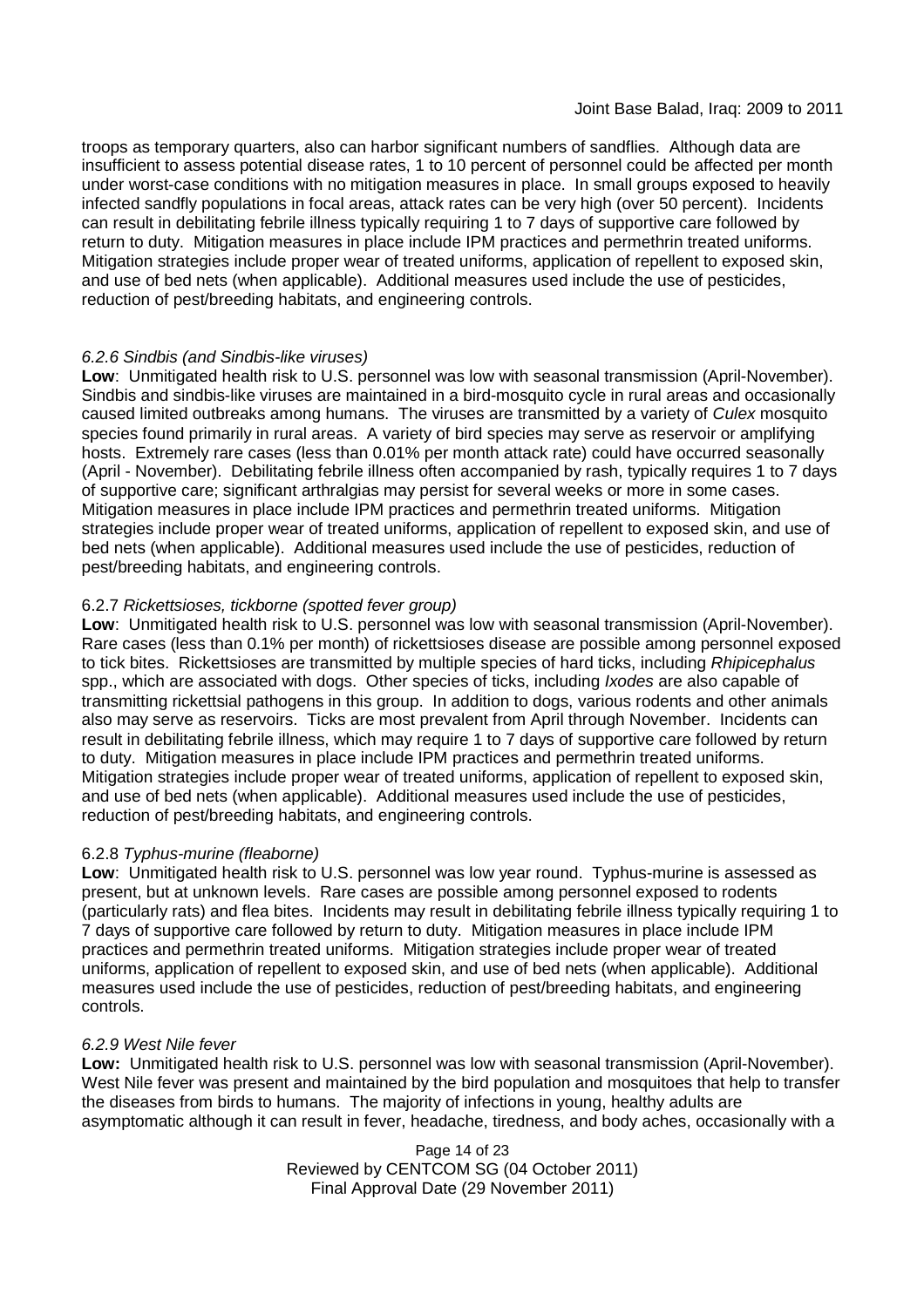troops as temporary quarters, also can harbor significant numbers of sandflies. Although data are insufficient to assess potential disease rates, 1 to 10 percent of personnel could be affected per month under worst-case conditions with no mitigation measures in place. In small groups exposed to heavily infected sandfly populations in focal areas, attack rates can be very high (over 50 percent). Incidents can result in debilitating febrile illness typically requiring 1 to 7 days of supportive care followed by return to duty. Mitigation measures in place include IPM practices and permethrin treated uniforms. Mitigation strategies include proper wear of treated uniforms, application of repellent to exposed skin, and use of bed nets (when applicable). Additional measures used include the use of pesticides, reduction of pest/breeding habitats, and engineering controls.

#### *6.2.6 Sindbis (and Sindbis-like viruses)*

**Low**: Unmitigated health risk to U.S. personnel was low with seasonal transmission (April-November). Sindbis and sindbis-like viruses are maintained in a bird-mosquito cycle in rural areas and occasionally caused limited outbreaks among humans. The viruses are transmitted by a variety of *Culex* mosquito species found primarily in rural areas. A variety of bird species may serve as reservoir or amplifying hosts. Extremely rare cases (less than 0.01% per month attack rate) could have occurred seasonally (April - November). Debilitating febrile illness often accompanied by rash, typically requires 1 to 7 days of supportive care; significant arthralgias may persist for several weeks or more in some cases. Mitigation measures in place include IPM practices and permethrin treated uniforms. Mitigation strategies include proper wear of treated uniforms, application of repellent to exposed skin, and use of bed nets (when applicable). Additional measures used include the use of pesticides, reduction of pest/breeding habitats, and engineering controls.

#### 6.2.7 *Rickettsioses, tickborne (spotted fever group)*

**Low**: Unmitigated health risk to U.S. personnel was low with seasonal transmission (April-November). Rare cases (less than 0.1% per month) of rickettsioses disease are possible among personnel exposed to tick bites. Rickettsioses are transmitted by multiple species of hard ticks, including *Rhipicephalus* spp., which are associated with dogs. Other species of ticks, including *Ixodes* are also capable of transmitting rickettsial pathogens in this group. In addition to dogs, various rodents and other animals also may serve as reservoirs. Ticks are most prevalent from April through November. Incidents can result in debilitating febrile illness, which may require 1 to 7 days of supportive care followed by return to duty. Mitigation measures in place include IPM practices and permethrin treated uniforms. Mitigation strategies include proper wear of treated uniforms, application of repellent to exposed skin, and use of bed nets (when applicable). Additional measures used include the use of pesticides, reduction of pest/breeding habitats, and engineering controls.

#### 6.2.8 *Typhus-murine (fleaborne)*

**Low**: Unmitigated health risk to U.S. personnel was low year round. Typhus-murine is assessed as present, but at unknown levels. Rare cases are possible among personnel exposed to rodents (particularly rats) and flea bites. Incidents may result in debilitating febrile illness typically requiring 1 to 7 days of supportive care followed by return to duty. Mitigation measures in place include IPM practices and permethrin treated uniforms. Mitigation strategies include proper wear of treated uniforms, application of repellent to exposed skin, and use of bed nets (when applicable). Additional measures used include the use of pesticides, reduction of pest/breeding habitats, and engineering controls.

#### *6.2.9 West Nile fever*

**Low:** Unmitigated health risk to U.S. personnel was low with seasonal transmission (April-November). West Nile fever was present and maintained by the bird population and mosquitoes that help to transfer the diseases from birds to humans. The majority of infections in young, healthy adults are asymptomatic although it can result in fever, headache, tiredness, and body aches, occasionally with a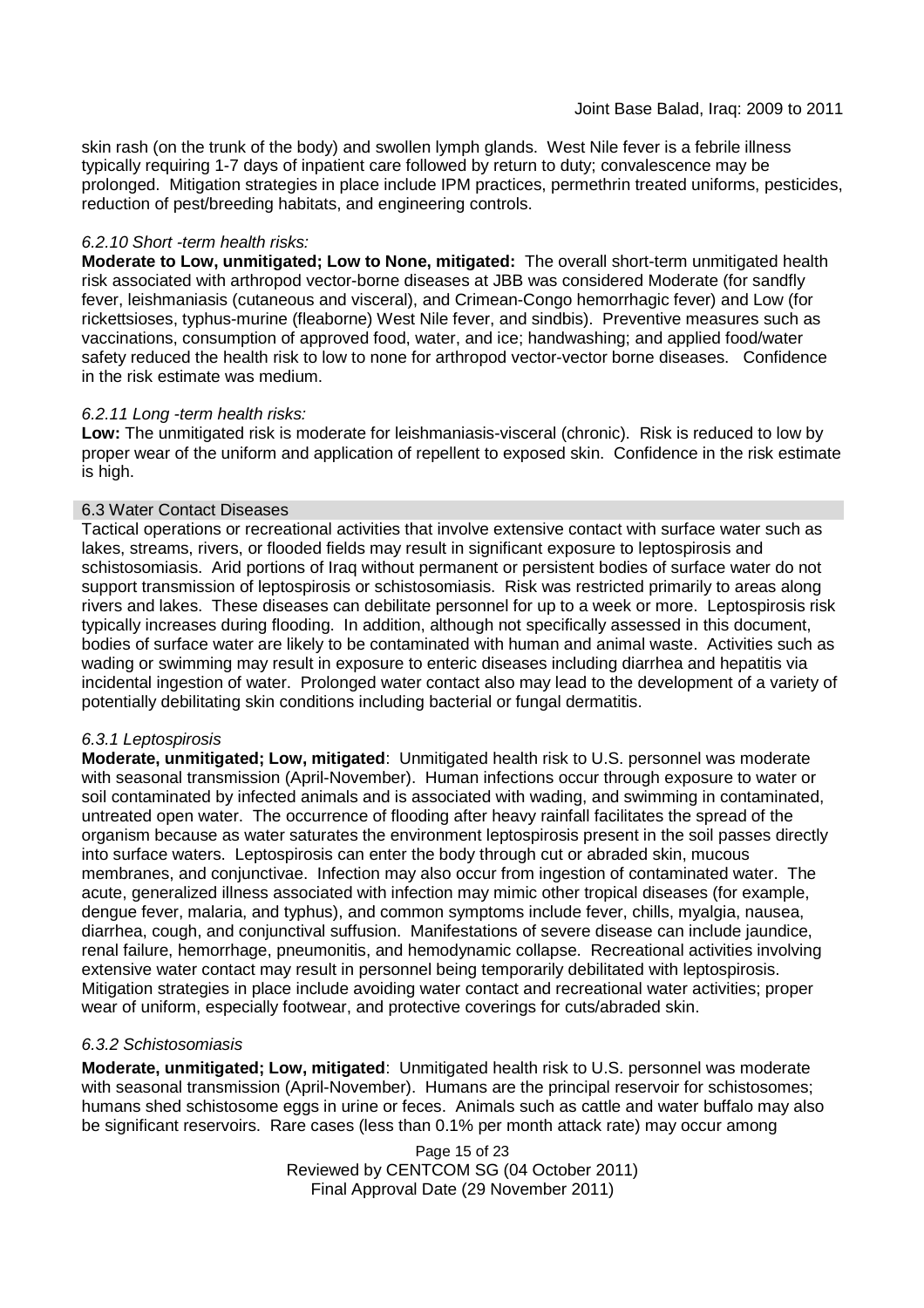skin rash (on the trunk of the body) and swollen lymph glands. West Nile fever is a febrile illness typically requiring 1-7 days of inpatient care followed by return to duty; convalescence may be prolonged. Mitigation strategies in place include IPM practices, permethrin treated uniforms, pesticides, reduction of pest/breeding habitats, and engineering controls.

#### *6.2.10 Short -term health risks:*

**Moderate to Low, unmitigated; Low to None, mitigated:** The overall short-term unmitigated health risk associated with arthropod vector-borne diseases at JBB was considered Moderate (for sandfly fever, leishmaniasis (cutaneous and visceral), and Crimean-Congo hemorrhagic fever) and Low (for rickettsioses, typhus-murine (fleaborne) West Nile fever, and sindbis). Preventive measures such as vaccinations, consumption of approved food, water, and ice; handwashing; and applied food/water safety reduced the health risk to low to none for arthropod vector-vector borne diseases. Confidence in the risk estimate was medium.

#### *6.2.11 Long -term health risks:*

**Low:** The unmitigated risk is moderate for leishmaniasis-visceral (chronic). Risk is reduced to low by proper wear of the uniform and application of repellent to exposed skin. Confidence in the risk estimate is high.

### 6.3 Water Contact Diseases

Tactical operations or recreational activities that involve extensive contact with surface water such as lakes, streams, rivers, or flooded fields may result in significant exposure to leptospirosis and schistosomiasis. Arid portions of Iraq without permanent or persistent bodies of surface water do not support transmission of leptospirosis or schistosomiasis. Risk was restricted primarily to areas along rivers and lakes. These diseases can debilitate personnel for up to a week or more. Leptospirosis risk typically increases during flooding. In addition, although not specifically assessed in this document, bodies of surface water are likely to be contaminated with human and animal waste. Activities such as wading or swimming may result in exposure to enteric diseases including diarrhea and hepatitis via incidental ingestion of water. Prolonged water contact also may lead to the development of a variety of potentially debilitating skin conditions including bacterial or fungal dermatitis.

#### *6.3.1 Leptospirosis*

**Moderate, unmitigated; Low, mitigated**: Unmitigated health risk to U.S. personnel was moderate with seasonal transmission (April-November). Human infections occur through exposure to water or soil contaminated by infected animals and is associated with wading, and swimming in contaminated, untreated open water. The occurrence of flooding after heavy rainfall facilitates the spread of the organism because as water saturates the environment leptospirosis present in the soil passes directly into surface waters. Leptospirosis can enter the body through cut or abraded skin, mucous membranes, and conjunctivae. Infection may also occur from ingestion of contaminated water. The acute, generalized illness associated with infection may mimic other tropical diseases (for example, dengue fever, malaria, and typhus), and common symptoms include fever, chills, myalgia, nausea, diarrhea, cough, and conjunctival suffusion. Manifestations of severe disease can include jaundice, renal failure, hemorrhage, pneumonitis, and hemodynamic collapse. Recreational activities involving extensive water contact may result in personnel being temporarily debilitated with leptospirosis. Mitigation strategies in place include avoiding water contact and recreational water activities; proper wear of uniform, especially footwear, and protective coverings for cuts/abraded skin.

#### *6.3.2 Schistosomiasis*

**Moderate, unmitigated; Low, mitigated**: Unmitigated health risk to U.S. personnel was moderate with seasonal transmission (April-November). Humans are the principal reservoir for schistosomes; humans shed schistosome eggs in urine or feces. Animals such as cattle and water buffalo may also be significant reservoirs. Rare cases (less than 0.1% per month attack rate) may occur among

Reviewed by CENTCOM SG (04 October 2011)
Final Approval Date (29 November 2011)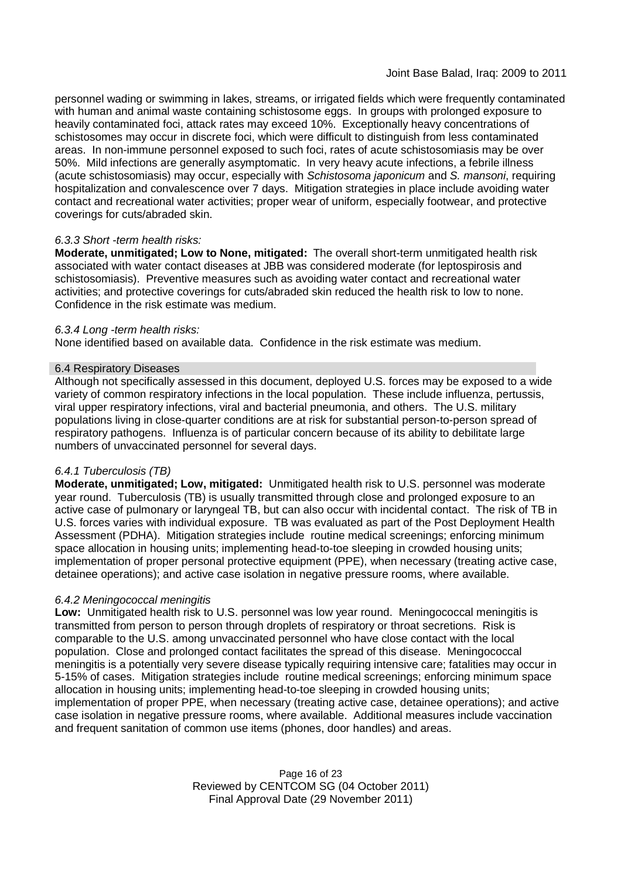personnel wading or swimming in lakes, streams, or irrigated fields which were frequently contaminated with human and animal waste containing schistosome eggs. In groups with prolonged exposure to heavily contaminated foci, attack rates may exceed 10%. Exceptionally heavy concentrations of schistosomes may occur in discrete foci, which were difficult to distinguish from less contaminated areas. In non-immune personnel exposed to such foci, rates of acute schistosomiasis may be over 50%. Mild infections are generally asymptomatic. In very heavy acute infections, a febrile illness (acute schistosomiasis) may occur, especially with *Schistosoma japonicum* and *S. mansoni*, requiring hospitalization and convalescence over 7 days. Mitigation strategies in place include avoiding water contact and recreational water activities; proper wear of uniform, especially footwear, and protective coverings for cuts/abraded skin.

#### *6.3.3 Short -term health risks:*

**Moderate, unmitigated; Low to None, mitigated:** The overall short-term unmitigated health risk associated with water contact diseases at JBB was considered moderate (for leptospirosis and schistosomiasis). Preventive measures such as avoiding water contact and recreational water activities; and protective coverings for cuts/abraded skin reduced the health risk to low to none. Confidence in the risk estimate was medium.

#### *6.3.4 Long -term health risks:*

None identified based on available data. Confidence in the risk estimate was medium.

### 6.4 Respiratory Diseases

Although not specifically assessed in this document, deployed U.S. forces may be exposed to a wide variety of common respiratory infections in the local population. These include influenza, pertussis, viral upper respiratory infections, viral and bacterial pneumonia, and others. The U.S. military populations living in close-quarter conditions are at risk for substantial person-to-person spread of respiratory pathogens. Influenza is of particular concern because of its ability to debilitate large numbers of unvaccinated personnel for several days.

#### *6.4.1 Tuberculosis (TB)*

**Moderate, unmitigated; Low, mitigated:** Unmitigated health risk to U.S. personnel was moderate year round. Tuberculosis (TB) is usually transmitted through close and prolonged exposure to an active case of pulmonary or laryngeal TB, but can also occur with incidental contact. The risk of TB in U.S. forces varies with individual exposure. TB was evaluated as part of the Post Deployment Health Assessment (PDHA). Mitigation strategies include routine medical screenings; enforcing minimum space allocation in housing units; implementing head-to-toe sleeping in crowded housing units; implementation of proper personal protective equipment (PPE), when necessary (treating active case, detainee operations); and active case isolation in negative pressure rooms, where available.

#### *6.4.2 Meningococcal meningitis*

**Low:** Unmitigated health risk to U.S. personnel was low year round. Meningococcal meningitis is transmitted from person to person through droplets of respiratory or throat secretions. Risk is comparable to the U.S. among unvaccinated personnel who have close contact with the local population. Close and prolonged contact facilitates the spread of this disease. Meningococcal meningitis is a potentially very severe disease typically requiring intensive care; fatalities may occur in 5-15% of cases. Mitigation strategies include routine medical screenings; enforcing minimum space allocation in housing units; implementing head-to-toe sleeping in crowded housing units; implementation of proper PPE, when necessary (treating active case, detainee operations); and active case isolation in negative pressure rooms, where available. Additional measures include vaccination and frequent sanitation of common use items (phones, door handles) and areas.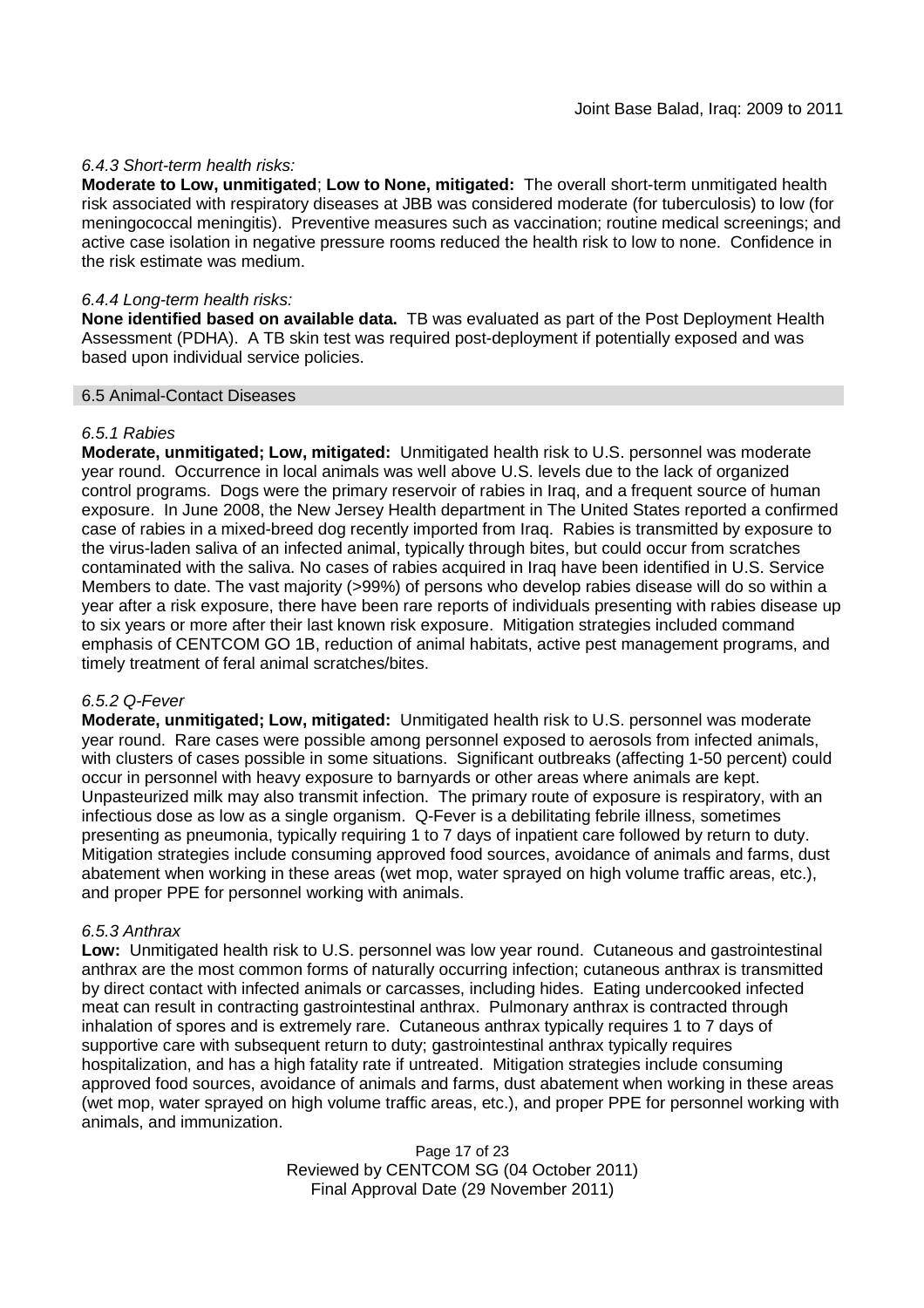#### *6.4.3 Short-term health risks:*

**Moderate to Low, unmitigated**; **Low to None, mitigated:** The overall short-term unmitigated health risk associated with respiratory diseases at JBB was considered moderate (for tuberculosis) to low (for meningococcal meningitis). Preventive measures such as vaccination; routine medical screenings; and active case isolation in negative pressure rooms reduced the health risk to low to none. Confidence in the risk estimate was medium.

#### *6.4.4 Long-term health risks:*

**None identified based on available data.** TB was evaluated as part of the Post Deployment Health Assessment (PDHA). A TB skin test was required post-deployment if potentially exposed and was based upon individual service policies.

### 6.5 Animal-Contact Diseases

#### *6.5.1 Rabies*

**Moderate, unmitigated; Low, mitigated:** Unmitigated health risk to U.S. personnel was moderate year round. Occurrence in local animals was well above U.S. levels due to the lack of organized control programs. Dogs were the primary reservoir of rabies in Iraq, and a frequent source of human exposure. In June 2008, the New Jersey Health department in The United States reported a confirmed case of rabies in a mixed-breed dog recently imported from Iraq. Rabies is transmitted by exposure to the virus-laden saliva of an infected animal, typically through bites, but could occur from scratches contaminated with the saliva. No cases of rabies acquired in Iraq have been identified in U.S. Service Members to date. The vast majority (>99%) of persons who develop rabies disease will do so within a year after a risk exposure, there have been rare reports of individuals presenting with rabies disease up to six years or more after their last known risk exposure. Mitigation strategies included command emphasis of CENTCOM GO 1B, reduction of animal habitats, active pest management programs, and timely treatment of feral animal scratches/bites.

#### *6.5.2 Q-Fever*

**Moderate, unmitigated; Low, mitigated:** Unmitigated health risk to U.S. personnel was moderate year round. Rare cases were possible among personnel exposed to aerosols from infected animals, with clusters of cases possible in some situations. Significant outbreaks (affecting 1-50 percent) could occur in personnel with heavy exposure to barnyards or other areas where animals are kept. Unpasteurized milk may also transmit infection. The primary route of exposure is respiratory, with an infectious dose as low as a single organism. Q-Fever is a debilitating febrile illness, sometimes presenting as pneumonia, typically requiring 1 to 7 days of inpatient care followed by return to duty. Mitigation strategies include consuming approved food sources, avoidance of animals and farms, dust abatement when working in these areas (wet mop, water sprayed on high volume traffic areas, etc.), and proper PPE for personnel working with animals.

#### *6.5.3 Anthrax*

**Low:** Unmitigated health risk to U.S. personnel was low year round. Cutaneous and gastrointestinal anthrax are the most common forms of naturally occurring infection; cutaneous anthrax is transmitted by direct contact with infected animals or carcasses, including hides. Eating undercooked infected meat can result in contracting gastrointestinal anthrax. Pulmonary anthrax is contracted through inhalation of spores and is extremely rare. Cutaneous anthrax typically requires 1 to 7 days of supportive care with subsequent return to duty; gastrointestinal anthrax typically requires hospitalization, and has a high fatality rate if untreated. Mitigation strategies include consuming approved food sources, avoidance of animals and farms, dust abatement when working in these areas (wet mop, water sprayed on high volume traffic areas, etc.), and proper PPE for personnel working with animals, and immunization.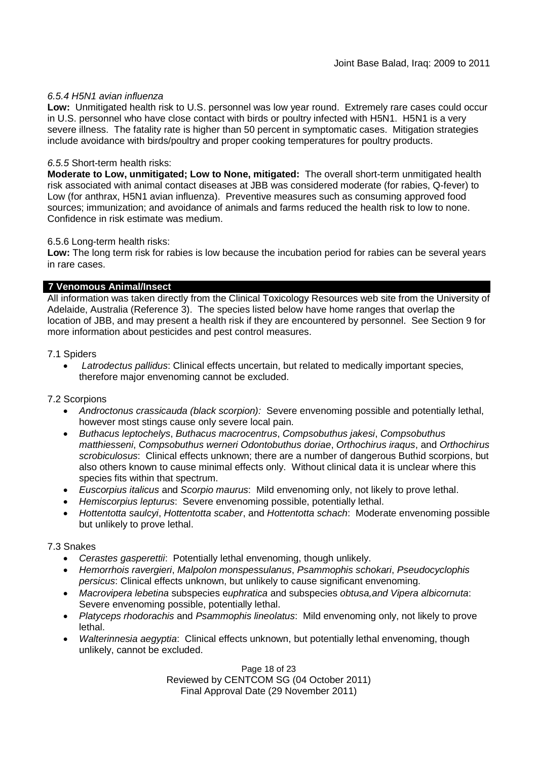*6.5.4 H5N1 avian influenza*

**Low:** Unmitigated health risk to U.S. personnel was low year round. Extremely rare cases could occur in U.S. personnel who have close contact with birds or poultry infected with H5N1. H5N1 is a very severe illness. The fatality rate is higher than 50 percent in symptomatic cases. Mitigation strategies include avoidance with birds/poultry and proper cooking temperatures for poultry products.

*6.5.5* Short-term health risks:

**Moderate to Low, unmitigated; Low to None, mitigated:** The overall short-term unmitigated health risk associated with animal contact diseases at JBB was considered moderate (for rabies, Q-fever) to Low (for anthrax, H5N1 avian influenza). Preventive measures such as consuming approved food sources; immunization; and avoidance of animals and farms reduced the health risk to low to none. Confidence in risk estimate was medium.

6.5.6 Long-term health risks:

**Low:** The long term risk for rabies is low because the incubation period for rabies can be several years in rare cases.

## 7 Venomous Animal/Insect

All information was taken directly from the Clinical Toxicology Resources web site from the University of Adelaide, Australia (Reference 3). The species listed below have home ranges that overlap the location of JBB, and may present a health risk if they are encountered by personnel. See Section 9 for more information about pesticides and pest control measures.

7.1 Spiders

- *Latrodectus pallidus*: Clinical effects uncertain, but related to medically important species, therefore major envenoming cannot be excluded.

7.2 Scorpions

- *Androctonus crassicauda (black scorpion):* Severe envenoming possible and potentially lethal, however most stings cause only severe local pain.
- *Buthacus leptochelys*, *Buthacus macrocentrus*, *Compsobuthus jakesi*, *Compsobuthus matthiesseni*, *Compsobuthus werneri Odontobuthus doriae*, *Orthochirus iraqus*, and *Orthochirus scrobiculosus*: Clinical effects unknown; there are a number of dangerous Buthid scorpions, but also others known to cause minimal effects only. Without clinical data it is unclear where this species fits within that spectrum.
- *Euscorpius italicus* and *Scorpio maurus*: Mild envenoming only, not likely to prove lethal.
- *Hemiscorpius lepturus*: Severe envenoming possible, potentially lethal.
- *Hottentotta saulcyi*, *Hottentotta scaber*, and *Hottentotta schach*: Moderate envenoming possible but unlikely to prove lethal.

7.3 Snakes

- *Cerastes gasperettii*: Potentially lethal envenoming, though unlikely.
- *Hemorrhois ravergieri*, *Malpolon monspessulanus*, *Psammophis schokari*, *Pseudocyclophis persicus*: Clinical effects unknown, but unlikely to cause significant envenoming.
- *Macrovipera lebetina* subspecies e*uphratica* and subspecies *obtusa,and Vipera albicornuta*: Severe envenoming possible, potentially lethal.
- *Platyceps rhodorachis* and *Psammophis lineolatus*: Mild envenoming only, not likely to prove lethal.
- *Walterinnesia aegyptia*: Clinical effects unknown, but potentially lethal envenoming, though unlikely, cannot be excluded.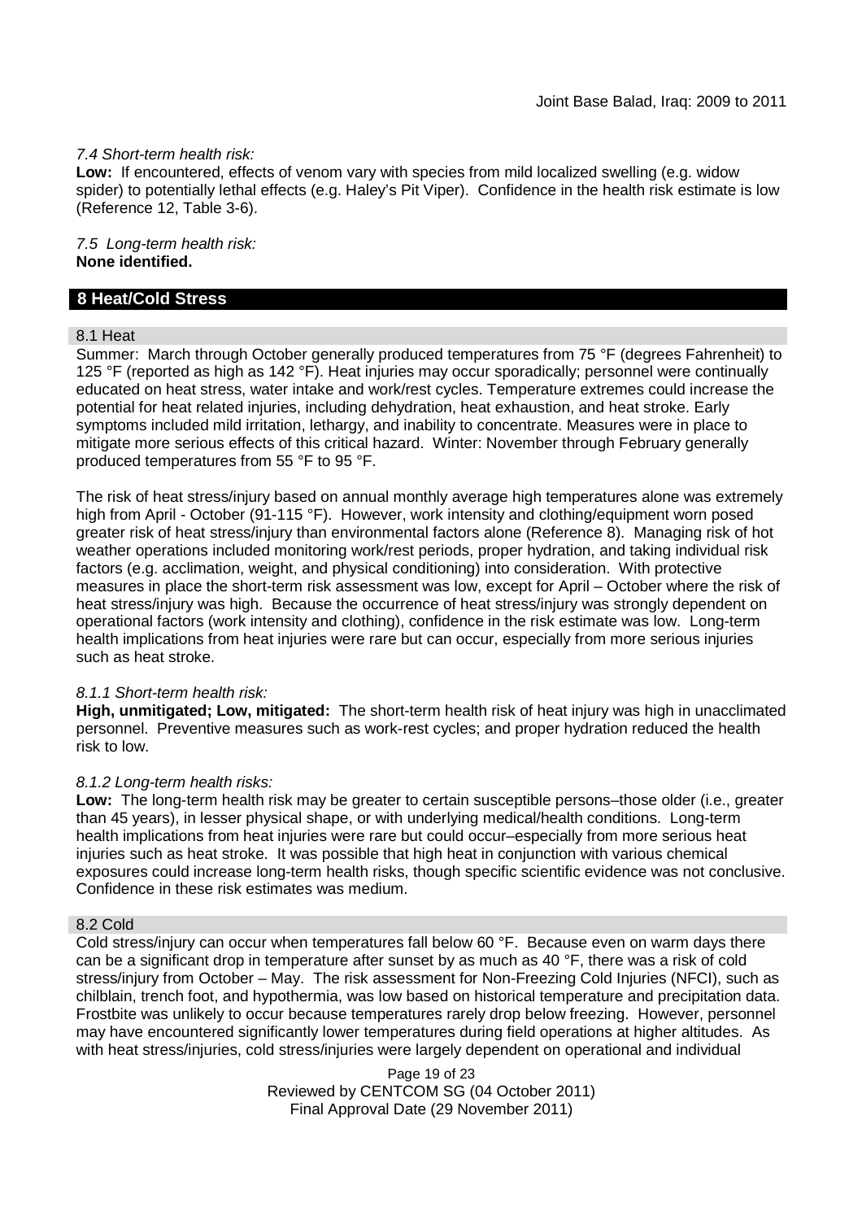*7.4 Short-term health risk:*

**Low:** If encountered, effects of venom vary with species from mild localized swelling (e.g. widow spider) to potentially lethal effects (e.g. Haley's Pit Viper). Confidence in the health risk estimate is low (Reference 12, Table 3-6).

*7.5 Long-term health risk:*

**None identified.**

## 8 Heat/Cold Stress

### 8.1 Heat

Summer: March through October generally produced temperatures from 75 °F (degrees Fahrenheit) to 125 °F (reported as high as 142 °F). Heat injuries may occur sporadically; personnel were continually educated on heat stress, water intake and work/rest cycles. Temperature extremes could increase the potential for heat related injuries, including dehydration, heat exhaustion, and heat stroke. Early symptoms included mild irritation, lethargy, and inability to concentrate. Measures were in place to mitigate more serious effects of this critical hazard. Winter: November through February generally produced temperatures from 55 °F to 95 °F.

The risk of heat stress/injury based on annual monthly average high temperatures alone was extremely high from April - October (91-115 °F). However, work intensity and clothing/equipment worn posed greater risk of heat stress/injury than environmental factors alone (Reference 8). Managing risk of hot weather operations included monitoring work/rest periods, proper hydration, and taking individual risk factors (e.g. acclimation, weight, and physical conditioning) into consideration. With protective measures in place the short-term risk assessment was low, except for April – October where the risk of heat stress/injury was high. Because the occurrence of heat stress/injury was strongly dependent on operational factors (work intensity and clothing), confidence in the risk estimate was low. Long-term health implications from heat injuries were rare but can occur, especially from more serious injuries such as heat stroke.

*8.1.1 Short-term health risk:*

**High, unmitigated; Low, mitigated:** The short-term health risk of heat injury was high in unacclimated personnel. Preventive measures such as work-rest cycles; and proper hydration reduced the health risk to low.

*8.1.2 Long-term health risks:*

**Low:** The long-term health risk may be greater to certain susceptible persons–those older (i.e., greater than 45 years), in lesser physical shape, or with underlying medical/health conditions. Long-term health implications from heat injuries were rare but could occur–especially from more serious heat injuries such as heat stroke. It was possible that high heat in conjunction with various chemical exposures could increase long-term health risks, though specific scientific evidence was not conclusive. Confidence in these risk estimates was medium.

### 8.2 Cold

Cold stress/injury can occur when temperatures fall below 60 °F. Because even on warm days there can be a significant drop in temperature after sunset by as much as 40 °F, there was a risk of cold stress/injury from October – May. The risk assessment for Non-Freezing Cold Injuries (NFCI), such as chilblain, trench foot, and hypothermia, was low based on historical temperature and precipitation data. Frostbite was unlikely to occur because temperatures rarely drop below freezing. However, personnel may have encountered significantly lower temperatures during field operations at higher altitudes. As with heat stress/injuries, cold stress/injuries were largely dependent on operational and individual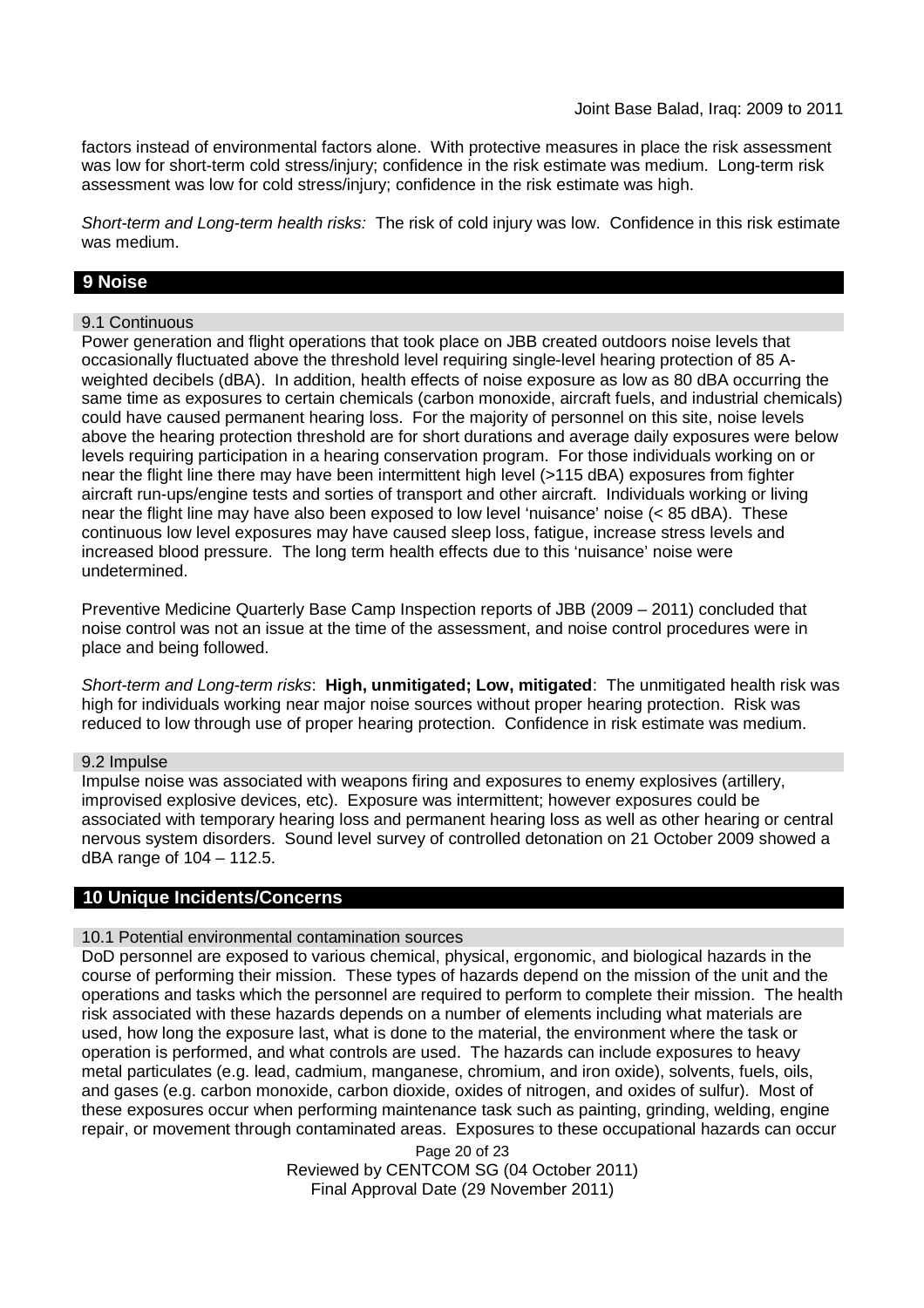factors instead of environmental factors alone. With protective measures in place the risk assessment was low for short-term cold stress/injury; confidence in the risk estimate was medium. Long-term risk assessment was low for cold stress/injury; confidence in the risk estimate was high.

*Short-term and Long-term health risks:* The risk of cold injury was low. Confidence in this risk estimate was medium.

## 9 Noise

### 9.1 Continuous

Power generation and flight operations that took place on JBB created outdoors noise levels that occasionally fluctuated above the threshold level requiring single-level hearing protection of 85 A-weighted decibels (dBA). In addition, health effects of noise exposure as low as 80 dBA occurring the same time as exposures to certain chemicals (carbon monoxide, aircraft fuels, and industrial chemicals) could have caused permanent hearing loss. For the majority of personnel on this site, noise levels above the hearing protection threshold are for short durations and average daily exposures were below levels requiring participation in a hearing conservation program. For those individuals working on or near the flight line there may have been intermittent high level (>115 dBA) exposures from fighter aircraft run-ups/engine tests and sorties of transport and other aircraft. Individuals working or living near the flight line may have also been exposed to low level 'nuisance' noise (< 85 dBA). These continuous low level exposures may have caused sleep loss, fatigue, increase stress levels and increased blood pressure. The long term health effects due to this 'nuisance' noise were undetermined.

Preventive Medicine Quarterly Base Camp Inspection reports of JBB (2009 – 2011) concluded that noise control was not an issue at the time of the assessment, and noise control procedures were in place and being followed.

*Short-term and Long-term risks*: **High, unmitigated; Low, mitigated**: The unmitigated health risk was high for individuals working near major noise sources without proper hearing protection. Risk was reduced to low through use of proper hearing protection. Confidence in risk estimate was medium.

### 9.2 Impulse

Impulse noise was associated with weapons firing and exposures to enemy explosives (artillery, improvised explosive devices, etc). Exposure was intermittent; however exposures could be associated with temporary hearing loss and permanent hearing loss as well as other hearing or central nervous system disorders. Sound level survey of controlled detonation on 21 October 2009 showed a dBA range of 104 – 112.5.

## 10 Unique Incidents/Concerns

### 10.1 Potential environmental contamination sources

DoD personnel are exposed to various chemical, physical, ergonomic, and biological hazards in the course of performing their mission. These types of hazards depend on the mission of the unit and the operations and tasks which the personnel are required to perform to complete their mission. The health risk associated with these hazards depends on a number of elements including what materials are used, how long the exposure last, what is done to the material, the environment where the task or operation is performed, and what controls are used. The hazards can include exposures to heavy metal particulates (e.g. lead, cadmium, manganese, chromium, and iron oxide), solvents, fuels, oils, and gases (e.g. carbon monoxide, carbon dioxide, oxides of nitrogen, and oxides of sulfur). Most of these exposures occur when performing maintenance task such as painting, grinding, welding, engine repair, or movement through contaminated areas. Exposures to these occupational hazards can occur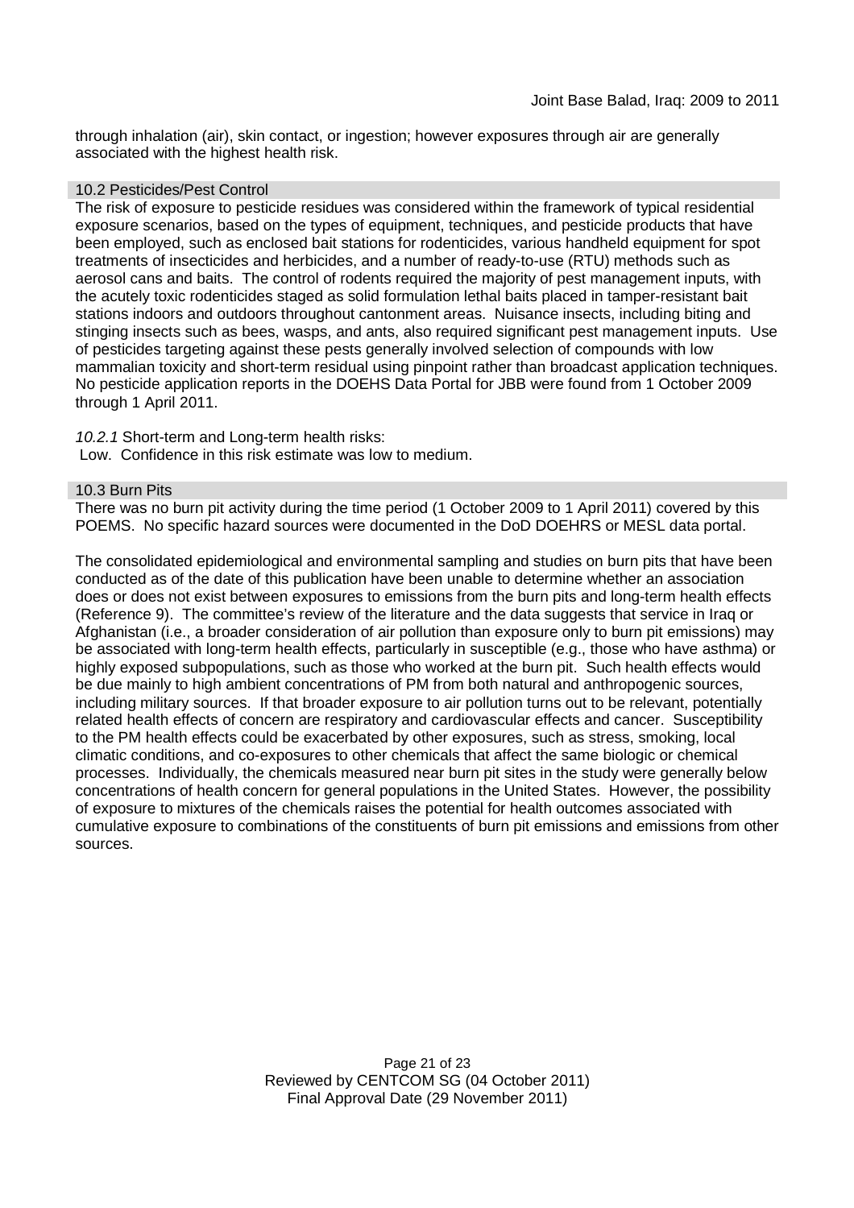through inhalation (air), skin contact, or ingestion; however exposures through air are generally associated with the highest health risk.

### 10.2 Pesticides/Pest Control

The risk of exposure to pesticide residues was considered within the framework of typical residential exposure scenarios, based on the types of equipment, techniques, and pesticide products that have been employed, such as enclosed bait stations for rodenticides, various handheld equipment for spot treatments of insecticides and herbicides, and a number of ready-to-use (RTU) methods such as aerosol cans and baits. The control of rodents required the majority of pest management inputs, with the acutely toxic rodenticides staged as solid formulation lethal baits placed in tamper-resistant bait stations indoors and outdoors throughout cantonment areas. Nuisance insects, including biting and stinging insects such as bees, wasps, and ants, also required significant pest management inputs. Use of pesticides targeting against these pests generally involved selection of compounds with low mammalian toxicity and short-term residual using pinpoint rather than broadcast application techniques. No pesticide application reports in the DOEHS Data Portal for JBB were found from 1 October 2009 through 1 April 2011.

*10.2.1* Short-term and Long-term health risks:
Low. Confidence in this risk estimate was low to medium.

### 10.3 Burn Pits

There was no burn pit activity during the time period (1 October 2009 to 1 April 2011) covered by this POEMS. No specific hazard sources were documented in the DoD DOEHRS or MESL data portal.

The consolidated epidemiological and environmental sampling and studies on burn pits that have been conducted as of the date of this publication have been unable to determine whether an association does or does not exist between exposures to emissions from the burn pits and long-term health effects (Reference 9). The committee's review of the literature and the data suggests that service in Iraq or Afghanistan (i.e., a broader consideration of air pollution than exposure only to burn pit emissions) may be associated with long-term health effects, particularly in susceptible (e.g., those who have asthma) or highly exposed subpopulations, such as those who worked at the burn pit. Such health effects would be due mainly to high ambient concentrations of PM from both natural and anthropogenic sources, including military sources. If that broader exposure to air pollution turns out to be relevant, potentially related health effects of concern are respiratory and cardiovascular effects and cancer. Susceptibility to the PM health effects could be exacerbated by other exposures, such as stress, smoking, local climatic conditions, and co-exposures to other chemicals that affect the same biologic or chemical processes. Individually, the chemicals measured near burn pit sites in the study were generally below concentrations of health concern for general populations in the United States. However, the possibility of exposure to mixtures of the chemicals raises the potential for health outcomes associated with cumulative exposure to combinations of the constituents of burn pit emissions and emissions from other sources.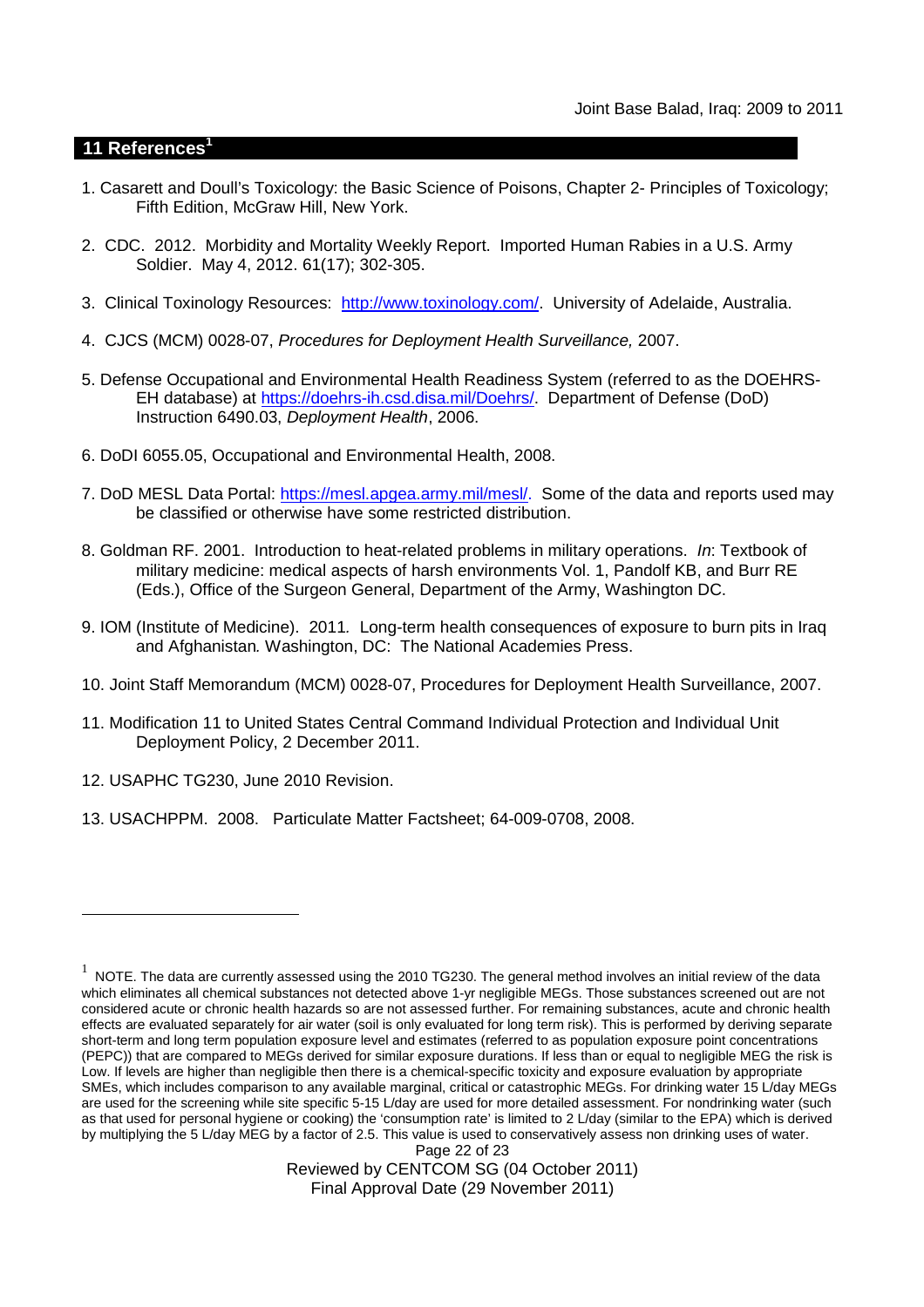## 11 References[1]

1. Casarett and Doull's Toxicology: the Basic Science of Poisons, Chapter 2- Principles of Toxicology; Fifth Edition, McGraw Hill, New York.

2. CDC. 2012. Morbidity and Mortality Weekly Report. Imported Human Rabies in a U.S. Army Soldier. May 4, 2012. 61(17); 302-305.

3. Clinical Toxinology Resources: http://www.toxinology.com/. University of Adelaide, Australia.

4. CJCS (MCM) 0028-07, *Procedures for Deployment Health Surveillance,* 2007.

5. Defense Occupational and Environmental Health Readiness System (referred to as the DOEHRS-EH database) at https://doehrs-ih.csd.disa.mil/Doehrs/. Department of Defense (DoD) Instruction 6490.03, *Deployment Health*, 2006.

6. DoDI 6055.05, Occupational and Environmental Health, 2008.

7. DoD MESL Data Portal: https://mesl.apgea.army.mil/mesl/. Some of the data and reports used may be classified or otherwise have some restricted distribution.

8. Goldman RF. 2001. Introduction to heat-related problems in military operations. *In*: Textbook of military medicine: medical aspects of harsh environments Vol. 1, Pandolf KB, and Burr RE (Eds.), Office of the Surgeon General, Department of the Army, Washington DC.

9. IOM (Institute of Medicine). 2011*.* Long-term health consequences of exposure to burn pits in Iraq and Afghanistan*.* Washington, DC: The National Academies Press.

10. Joint Staff Memorandum (MCM) 0028-07, Procedures for Deployment Health Surveillance, 2007.

11. Modification 11 to United States Central Command Individual Protection and Individual Unit Deployment Policy, 2 December 2011.

12. USAPHC TG230, June 2010 Revision.

13. USACHPPM. 2008. Particulate Matter Factsheet; 64-009-0708, 2008.

---

[1] NOTE. The data are currently assessed using the 2010 TG230. The general method involves an initial review of the data which eliminates all chemical substances not detected above 1-yr negligible MEGs. Those substances screened out are not considered acute or chronic health hazards so are not assessed further. For remaining substances, acute and chronic health effects are evaluated separately for air water (soil is only evaluated for long term risk). This is performed by deriving separate short-term and long term population exposure level and estimates (referred to as population exposure point concentrations (PEPC)) that are compared to MEGs derived for similar exposure durations. If less than or equal to negligible MEG the risk is Low. If levels are higher than negligible then there is a chemical-specific toxicity and exposure evaluation by appropriate SMEs, which includes comparison to any available marginal, critical or catastrophic MEGs. For drinking water 15 L/day MEGs are used for the screening while site specific 5-15 L/day are used for more detailed assessment. For nondrinking water (such as that used for personal hygiene or cooking) the 'consumption rate' is limited to 2 L/day (similar to the EPA) which is derived by multiplying the 5 L/day MEG by a factor of 2.5. This value is used to conservatively assess non drinking uses of water.

Reviewed by CENTCOM SG (04 October 2011)
Final Approval Date (29 November 2011)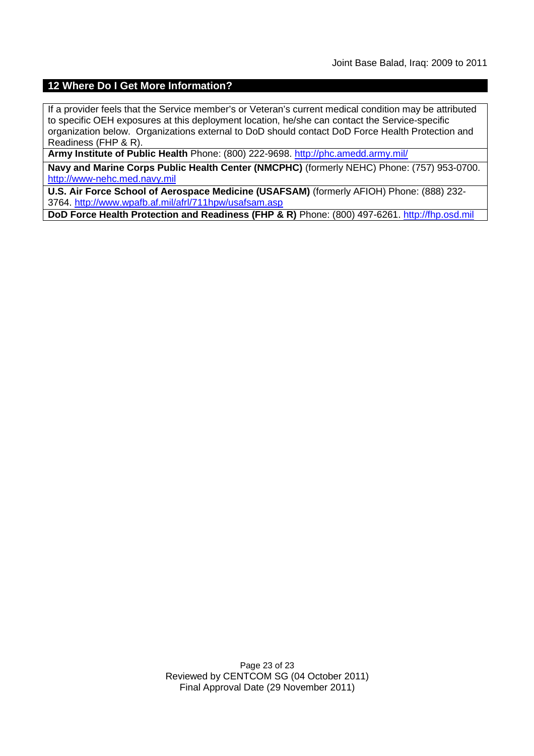## 12 Where Do I Get More Information?

If a provider feels that the Service member's or Veteran's current medical condition may be attributed to specific OEH exposures at this deployment location, he/she can contact the Service-specific organization below. Organizations external to DoD should contact DoD Force Health Protection and Readiness (FHP & R).

**Army Institute of Public Health** Phone: (800) 222-9698. http://phc.amedd.army.mil/

**Navy and Marine Corps Public Health Center (NMCPHC)** (formerly NEHC) Phone: (757) 953-0700. http://www-nehc.med.navy.mil

**U.S. Air Force School of Aerospace Medicine (USAFSAM)** (formerly AFIOH) Phone: (888) 232-3764. http://www.wpafb.af.mil/afrl/711hpw/usafsam.asp

**DoD Force Health Protection and Readiness (FHP & R)** Phone: (800) 497-6261. http://fhp.osd.mil

Reviewed by CENTCOM SG (04 October 2011)
Final Approval Date (29 November 2011)